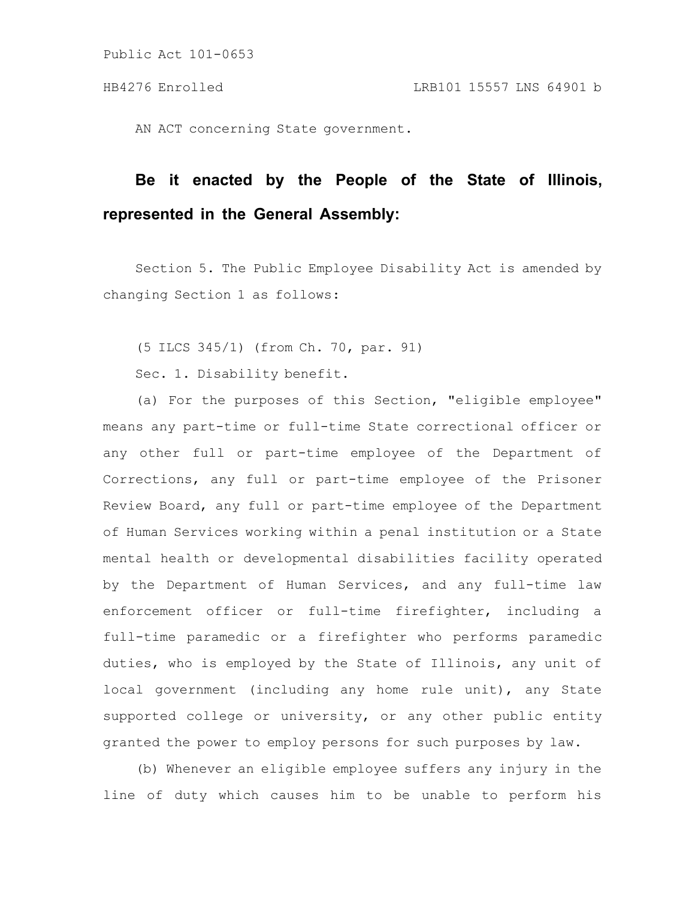AN ACT concerning State government.

**Be it enacted by the People of the State of Illinois, represented in the General Assembly:**

Section 5. The Public Employee Disability Act is amended by changing Section 1 as follows:

(5 ILCS 345/1) (from Ch. 70, par. 91)

Sec. 1. Disability benefit.

(a) For the purposes of this Section, "eligible employee" means any part-time or full-time State correctional officer or any other full or part-time employee of the Department of Corrections, any full or part-time employee of the Prisoner Review Board, any full or part-time employee of the Department of Human Services working within a penal institution or a State mental health or developmental disabilities facility operated by the Department of Human Services, and any full-time law enforcement officer or full-time firefighter, including a full-time paramedic or a firefighter who performs paramedic duties, who is employed by the State of Illinois, any unit of local government (including any home rule unit), any State supported college or university, or any other public entity granted the power to employ persons for such purposes by law.

(b) Whenever an eligible employee suffers any injury in the line of duty which causes him to be unable to perform his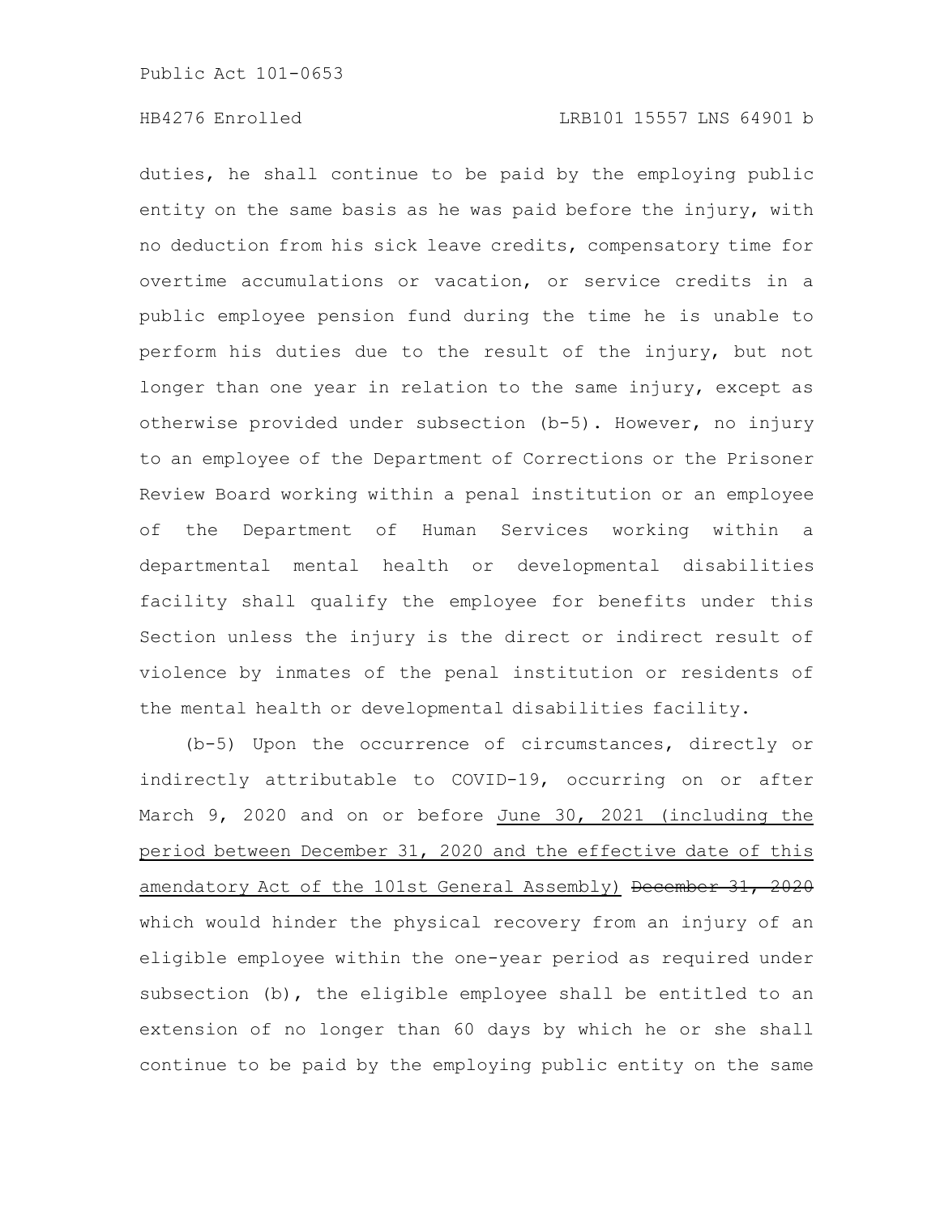duties, he shall continue to be paid by the employing public entity on the same basis as he was paid before the injury, with no deduction from his sick leave credits, compensatory time for overtime accumulations or vacation, or service credits in a public employee pension fund during the time he is unable to perform his duties due to the result of the injury, but not longer than one year in relation to the same injury, except as otherwise provided under subsection (b-5). However, no injury to an employee of the Department of Corrections or the Prisoner Review Board working within a penal institution or an employee of the Department of Human Services working within a departmental mental health or developmental disabilities facility shall qualify the employee for benefits under this Section unless the injury is the direct or indirect result of violence by inmates of the penal institution or residents of the mental health or developmental disabilities facility.

(b-5) Upon the occurrence of circumstances, directly or indirectly attributable to COVID-19, occurring on or after March 9, 2020 and on or before June 30, 2021 (including the period between December 31, 2020 and the effective date of this amendatory Act of the 101st General Assembly) ~~December 31, 2020~~ which would hinder the physical recovery from an injury of an eligible employee within the one-year period as required under subsection (b), the eligible employee shall be entitled to an extension of no longer than 60 days by which he or she shall continue to be paid by the employing public entity on the same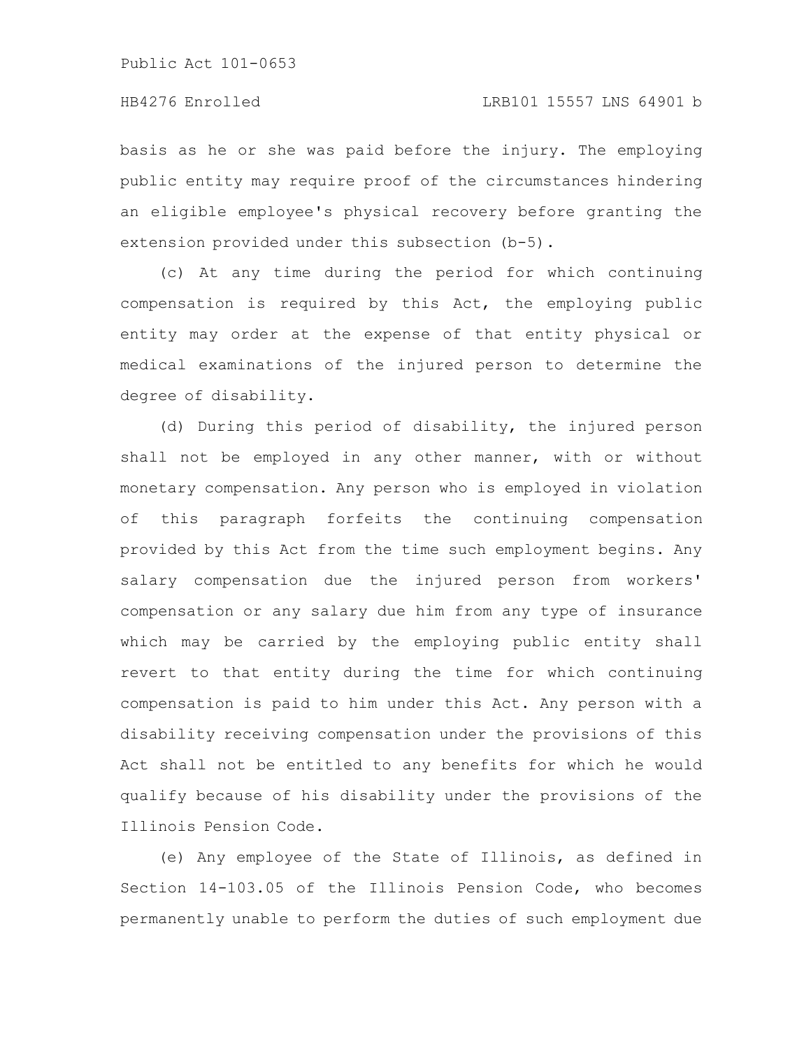basis as he or she was paid before the injury. The employing public entity may require proof of the circumstances hindering an eligible employee's physical recovery before granting the extension provided under this subsection (b-5).

(c) At any time during the period for which continuing compensation is required by this Act, the employing public entity may order at the expense of that entity physical or medical examinations of the injured person to determine the degree of disability.

(d) During this period of disability, the injured person shall not be employed in any other manner, with or without monetary compensation. Any person who is employed in violation of this paragraph forfeits the continuing compensation provided by this Act from the time such employment begins. Any salary compensation due the injured person from workers' compensation or any salary due him from any type of insurance which may be carried by the employing public entity shall revert to that entity during the time for which continuing compensation is paid to him under this Act. Any person with a disability receiving compensation under the provisions of this Act shall not be entitled to any benefits for which he would qualify because of his disability under the provisions of the Illinois Pension Code.

(e) Any employee of the State of Illinois, as defined in Section 14-103.05 of the Illinois Pension Code, who becomes permanently unable to perform the duties of such employment due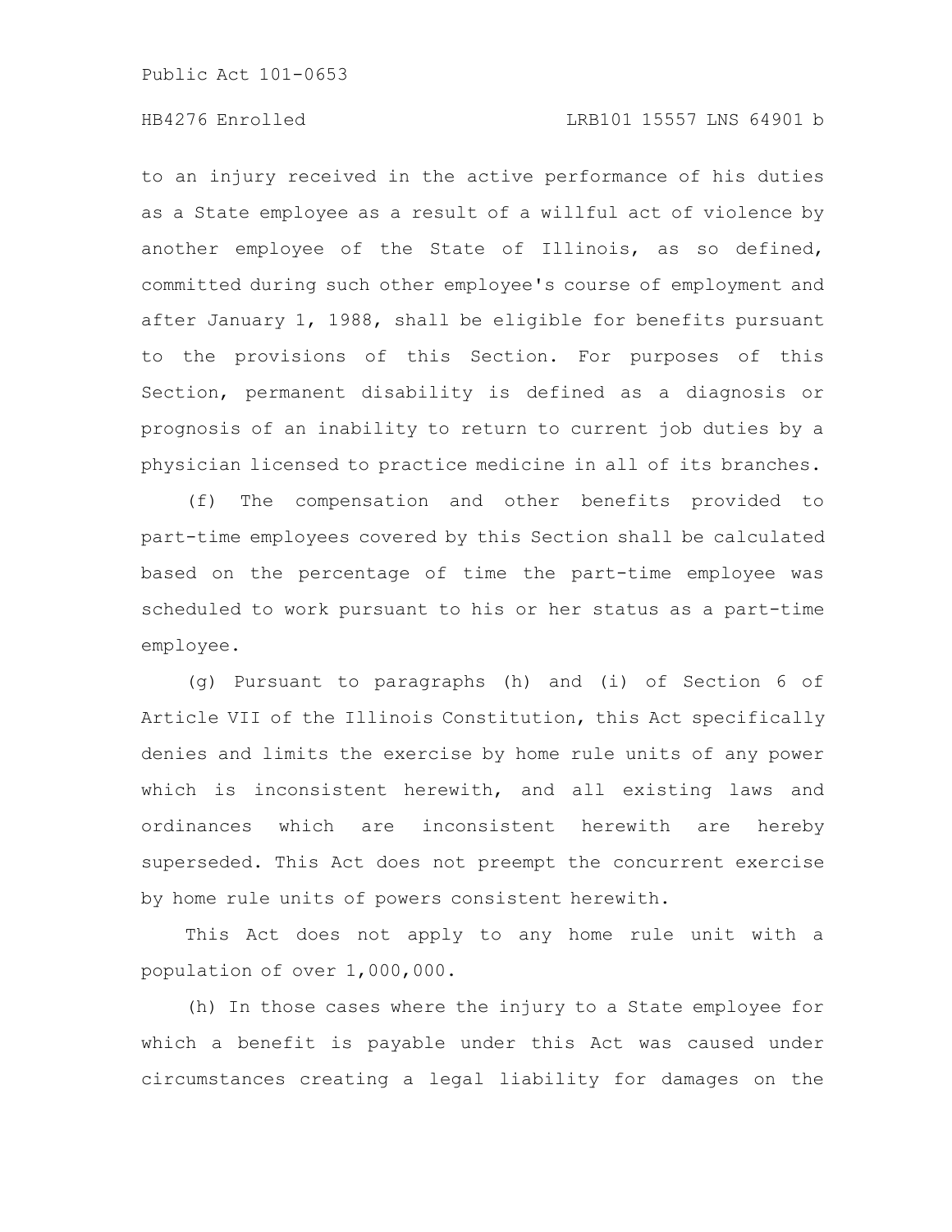to an injury received in the active performance of his duties as a State employee as a result of a willful act of violence by another employee of the State of Illinois, as so defined, committed during such other employee's course of employment and after January 1, 1988, shall be eligible for benefits pursuant to the provisions of this Section. For purposes of this Section, permanent disability is defined as a diagnosis or prognosis of an inability to return to current job duties by a physician licensed to practice medicine in all of its branches.

(f) The compensation and other benefits provided to part-time employees covered by this Section shall be calculated based on the percentage of time the part-time employee was scheduled to work pursuant to his or her status as a part-time employee.

(g) Pursuant to paragraphs (h) and (i) of Section 6 of Article VII of the Illinois Constitution, this Act specifically denies and limits the exercise by home rule units of any power which is inconsistent herewith, and all existing laws and ordinances which are inconsistent herewith are hereby superseded. This Act does not preempt the concurrent exercise by home rule units of powers consistent herewith.

This Act does not apply to any home rule unit with a population of over 1,000,000.

(h) In those cases where the injury to a State employee for which a benefit is payable under this Act was caused under circumstances creating a legal liability for damages on the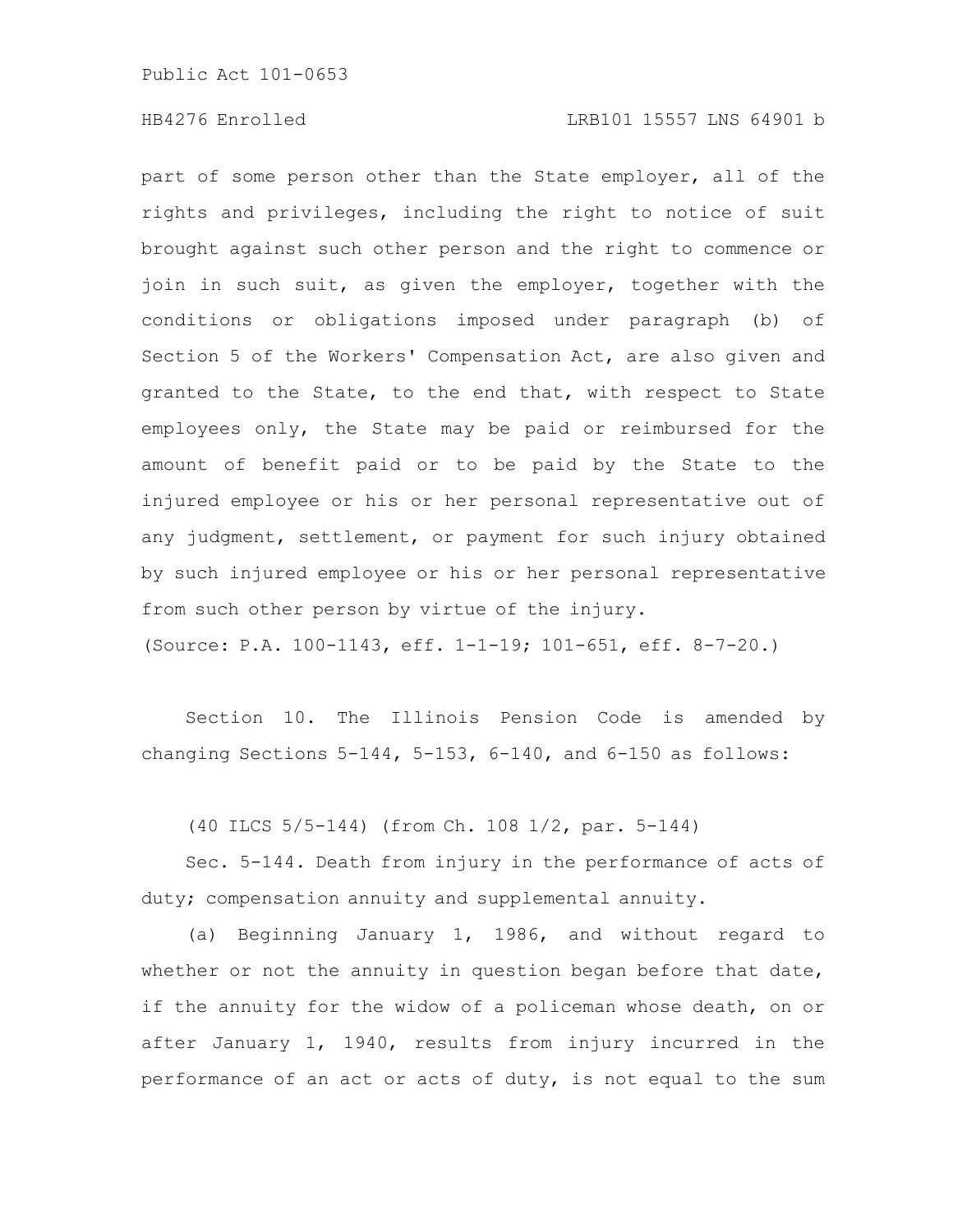part of some person other than the State employer, all of the rights and privileges, including the right to notice of suit brought against such other person and the right to commence or join in such suit, as given the employer, together with the conditions or obligations imposed under paragraph (b) of Section 5 of the Workers' Compensation Act, are also given and granted to the State, to the end that, with respect to State employees only, the State may be paid or reimbursed for the amount of benefit paid or to be paid by the State to the injured employee or his or her personal representative out of any judgment, settlement, or payment for such injury obtained by such injured employee or his or her personal representative from such other person by virtue of the injury.

(Source: P.A. 100-1143, eff. 1-1-19; 101-651, eff. 8-7-20.)

Section 10. The Illinois Pension Code is amended by changing Sections 5-144, 5-153, 6-140, and 6-150 as follows:

(40 ILCS 5/5-144) (from Ch. 108 1/2, par. 5-144)

Sec. 5-144. Death from injury in the performance of acts of duty; compensation annuity and supplemental annuity.

(a) Beginning January 1, 1986, and without regard to whether or not the annuity in question began before that date, if the annuity for the widow of a policeman whose death, on or after January 1, 1940, results from injury incurred in the performance of an act or acts of duty, is not equal to the sum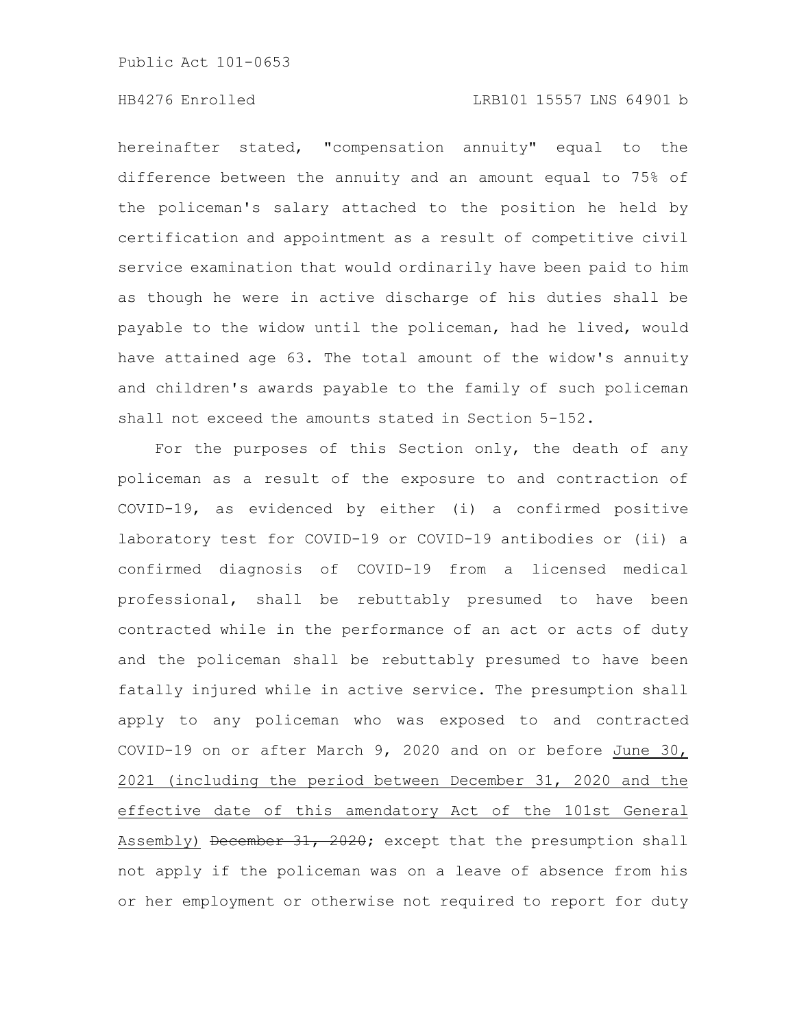hereinafter stated, "compensation annuity" equal to the difference between the annuity and an amount equal to 75% of the policeman's salary attached to the position he held by certification and appointment as a result of competitive civil service examination that would ordinarily have been paid to him as though he were in active discharge of his duties shall be payable to the widow until the policeman, had he lived, would have attained age 63. The total amount of the widow's annuity and children's awards payable to the family of such policeman shall not exceed the amounts stated in Section 5-152.

For the purposes of this Section only, the death of any policeman as a result of the exposure to and contraction of COVID-19, as evidenced by either (i) a confirmed positive laboratory test for COVID-19 or COVID-19 antibodies or (ii) a confirmed diagnosis of COVID-19 from a licensed medical professional, shall be rebuttably presumed to have been contracted while in the performance of an act or acts of duty and the policeman shall be rebuttably presumed to have been fatally injured while in active service. The presumption shall apply to any policeman who was exposed to and contracted COVID-19 on or after March 9, 2020 and on or before June 30, 2021 (including the period between December 31, 2020 and the effective date of this amendatory Act of the 101st General Assembly) ~~December 31, 2020~~; except that the presumption shall not apply if the policeman was on a leave of absence from his or her employment or otherwise not required to report for duty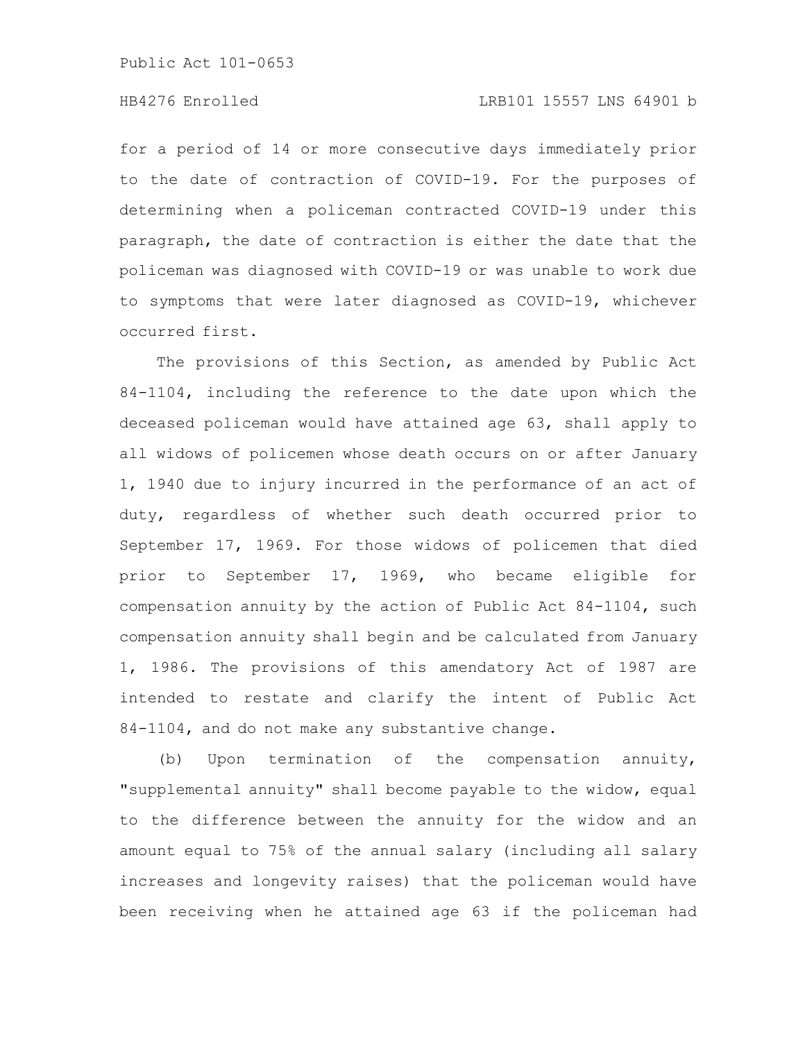for a period of 14 or more consecutive days immediately prior to the date of contraction of COVID-19. For the purposes of determining when a policeman contracted COVID-19 under this paragraph, the date of contraction is either the date that the policeman was diagnosed with COVID-19 or was unable to work due to symptoms that were later diagnosed as COVID-19, whichever occurred first.

The provisions of this Section, as amended by Public Act 84-1104, including the reference to the date upon which the deceased policeman would have attained age 63, shall apply to all widows of policemen whose death occurs on or after January 1, 1940 due to injury incurred in the performance of an act of duty, regardless of whether such death occurred prior to September 17, 1969. For those widows of policemen that died prior to September 17, 1969, who became eligible for compensation annuity by the action of Public Act 84-1104, such compensation annuity shall begin and be calculated from January 1, 1986. The provisions of this amendatory Act of 1987 are intended to restate and clarify the intent of Public Act 84-1104, and do not make any substantive change.

(b) Upon termination of the compensation annuity, "supplemental annuity" shall become payable to the widow, equal to the difference between the annuity for the widow and an amount equal to 75% of the annual salary (including all salary increases and longevity raises) that the policeman would have been receiving when he attained age 63 if the policeman had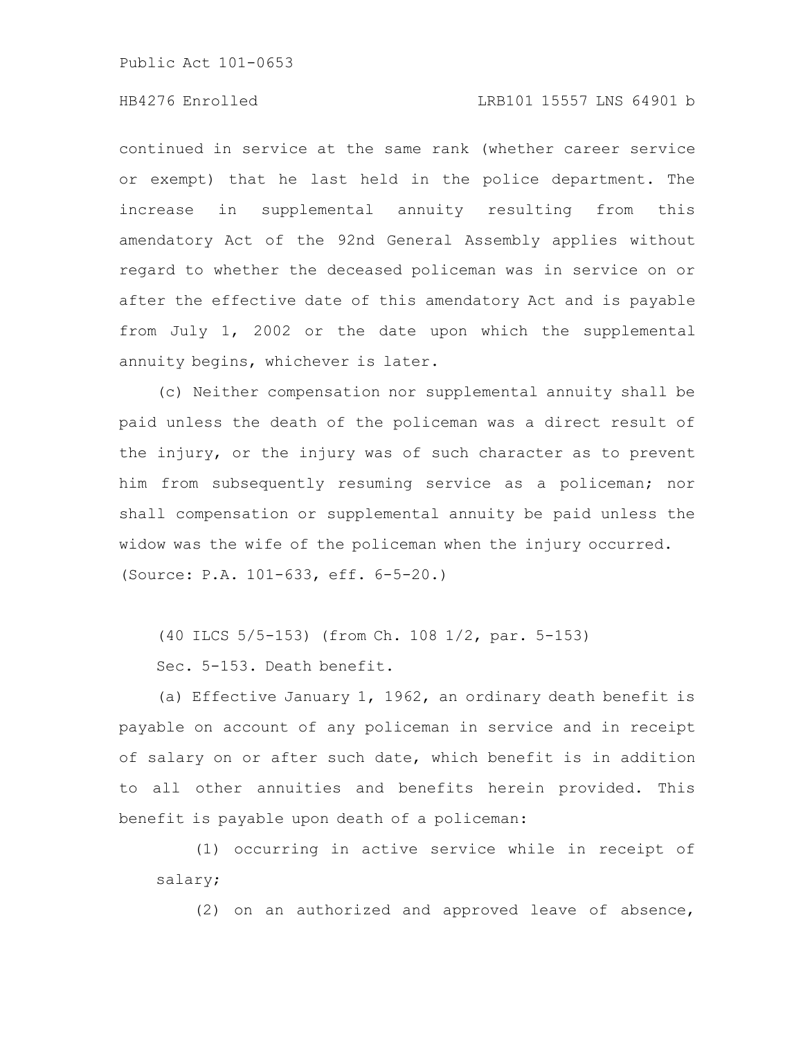continued in service at the same rank (whether career service or exempt) that he last held in the police department. The increase in supplemental annuity resulting from this amendatory Act of the 92nd General Assembly applies without regard to whether the deceased policeman was in service on or after the effective date of this amendatory Act and is payable from July 1, 2002 or the date upon which the supplemental annuity begins, whichever is later.

(c) Neither compensation nor supplemental annuity shall be paid unless the death of the policeman was a direct result of the injury, or the injury was of such character as to prevent him from subsequently resuming service as a policeman; nor shall compensation or supplemental annuity be paid unless the widow was the wife of the policeman when the injury occurred.

(Source: P.A. 101-633, eff. 6-5-20.)

(40 ILCS 5/5-153) (from Ch. 108 1/2, par. 5-153)

Sec. 5-153. Death benefit.

(a) Effective January 1, 1962, an ordinary death benefit is payable on account of any policeman in service and in receipt of salary on or after such date, which benefit is in addition to all other annuities and benefits herein provided. This benefit is payable upon death of a policeman:

(1) occurring in active service while in receipt of salary;

(2) on an authorized and approved leave of absence,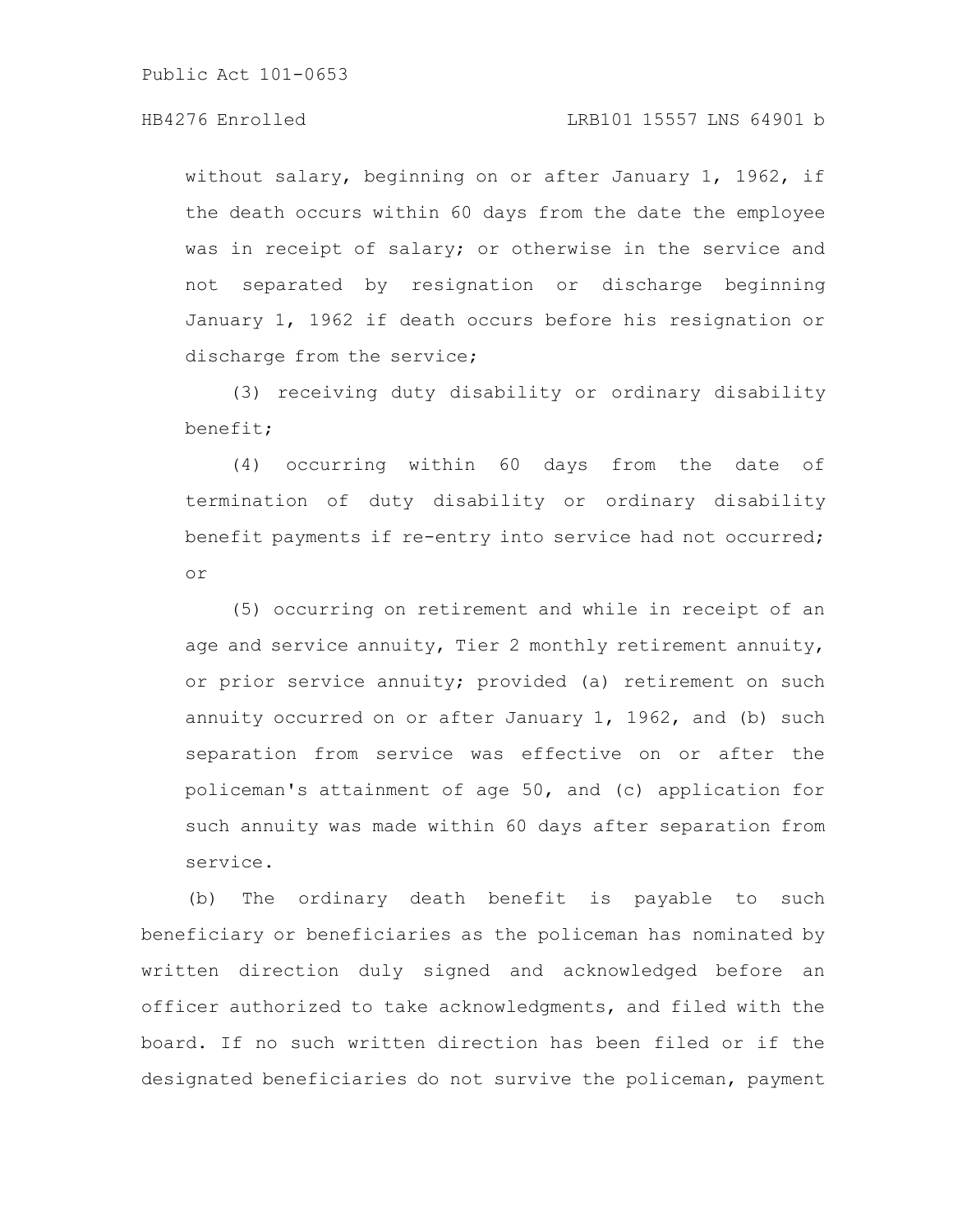without salary, beginning on or after January 1, 1962, if the death occurs within 60 days from the date the employee was in receipt of salary; or otherwise in the service and not separated by resignation or discharge beginning January 1, 1962 if death occurs before his resignation or discharge from the service;

(3) receiving duty disability or ordinary disability benefit;

(4) occurring within 60 days from the date of termination of duty disability or ordinary disability benefit payments if re-entry into service had not occurred; or

(5) occurring on retirement and while in receipt of an age and service annuity, Tier 2 monthly retirement annuity, or prior service annuity; provided (a) retirement on such annuity occurred on or after January 1, 1962, and (b) such separation from service was effective on or after the policeman's attainment of age 50, and (c) application for such annuity was made within 60 days after separation from service.

(b) The ordinary death benefit is payable to such beneficiary or beneficiaries as the policeman has nominated by written direction duly signed and acknowledged before an officer authorized to take acknowledgments, and filed with the board. If no such written direction has been filed or if the designated beneficiaries do not survive the policeman, payment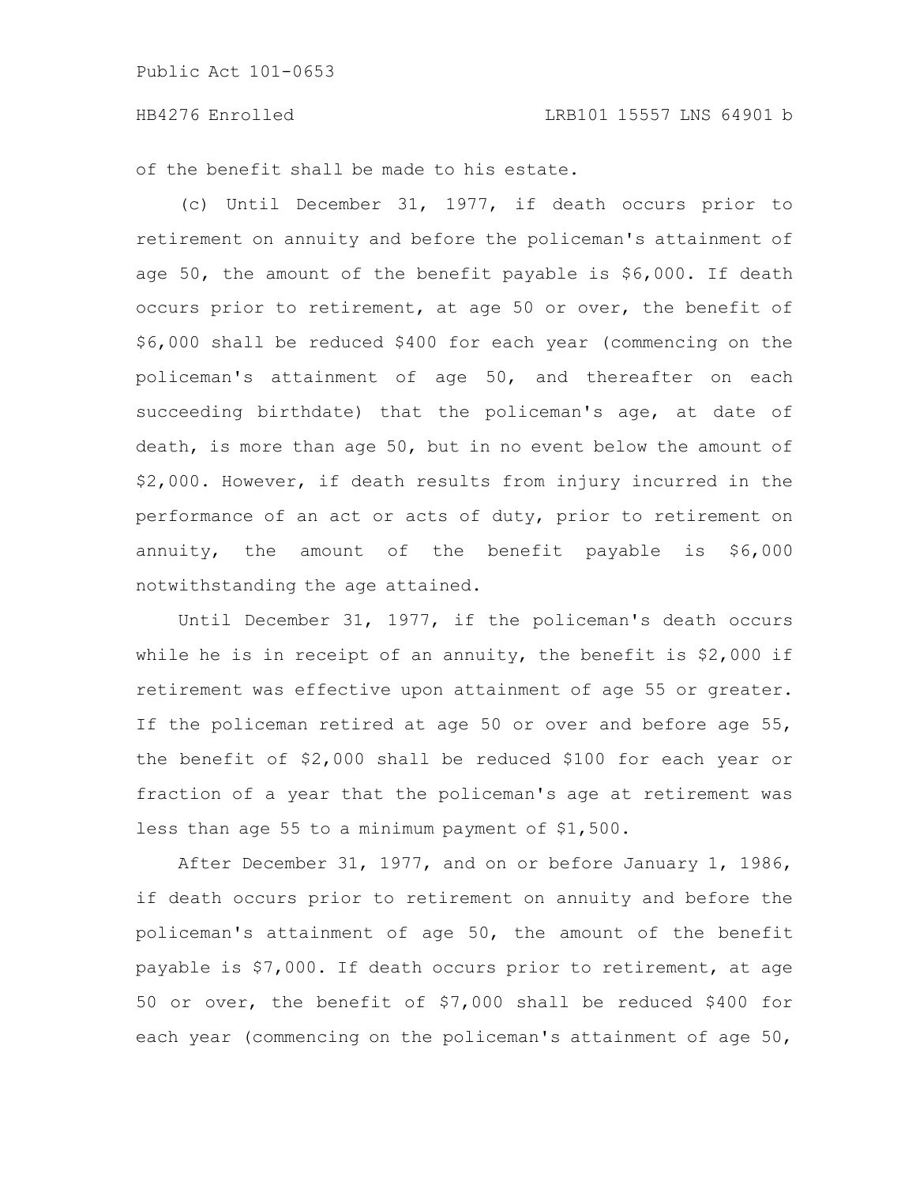of the benefit shall be made to his estate.

(c) Until December 31, 1977, if death occurs prior to retirement on annuity and before the policeman's attainment of age 50, the amount of the benefit payable is $6,000. If death occurs prior to retirement, at age 50 or over, the benefit of $6,000 shall be reduced $400 for each year (commencing on the policeman's attainment of age 50, and thereafter on each succeeding birthdate) that the policeman's age, at date of death, is more than age 50, but in no event below the amount of $2,000. However, if death results from injury incurred in the performance of an act or acts of duty, prior to retirement on annuity, the amount of the benefit payable is $6,000 notwithstanding the age attained.

Until December 31, 1977, if the policeman's death occurs while he is in receipt of an annuity, the benefit is $2,000 if retirement was effective upon attainment of age 55 or greater. If the policeman retired at age 50 or over and before age 55, the benefit of $2,000 shall be reduced $100 for each year or fraction of a year that the policeman's age at retirement was less than age 55 to a minimum payment of $1,500.

After December 31, 1977, and on or before January 1, 1986, if death occurs prior to retirement on annuity and before the policeman's attainment of age 50, the amount of the benefit payable is $7,000. If death occurs prior to retirement, at age 50 or over, the benefit of $7,000 shall be reduced $400 for each year (commencing on the policeman's attainment of age 50,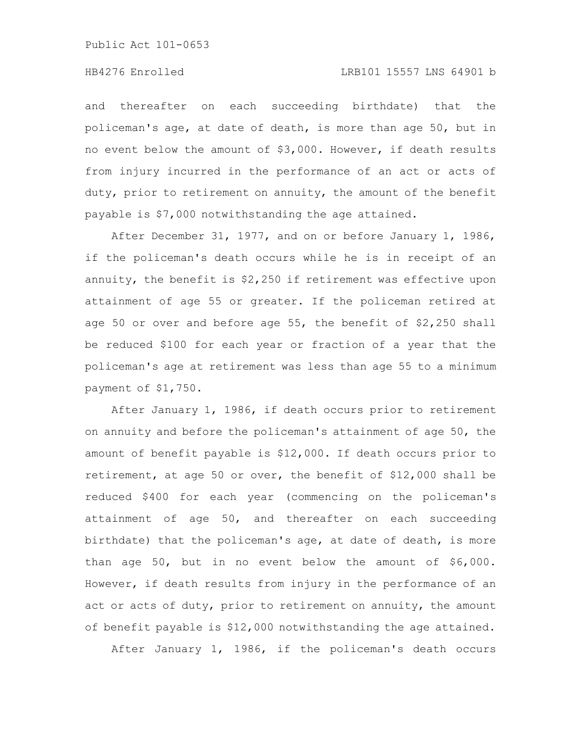and thereafter on each succeeding birthdate) that the policeman's age, at date of death, is more than age 50, but in no event below the amount of $3,000. However, if death results from injury incurred in the performance of an act or acts of duty, prior to retirement on annuity, the amount of the benefit payable is $7,000 notwithstanding the age attained.

After December 31, 1977, and on or before January 1, 1986, if the policeman's death occurs while he is in receipt of an annuity, the benefit is $2,250 if retirement was effective upon attainment of age 55 or greater. If the policeman retired at age 50 or over and before age 55, the benefit of $2,250 shall be reduced $100 for each year or fraction of a year that the policeman's age at retirement was less than age 55 to a minimum payment of $1,750.

After January 1, 1986, if death occurs prior to retirement on annuity and before the policeman's attainment of age 50, the amount of benefit payable is $12,000. If death occurs prior to retirement, at age 50 or over, the benefit of $12,000 shall be reduced $400 for each year (commencing on the policeman's attainment of age 50, and thereafter on each succeeding birthdate) that the policeman's age, at date of death, is more than age 50, but in no event below the amount of $6,000. However, if death results from injury in the performance of an act or acts of duty, prior to retirement on annuity, the amount of benefit payable is $12,000 notwithstanding the age attained.

After January 1, 1986, if the policeman's death occurs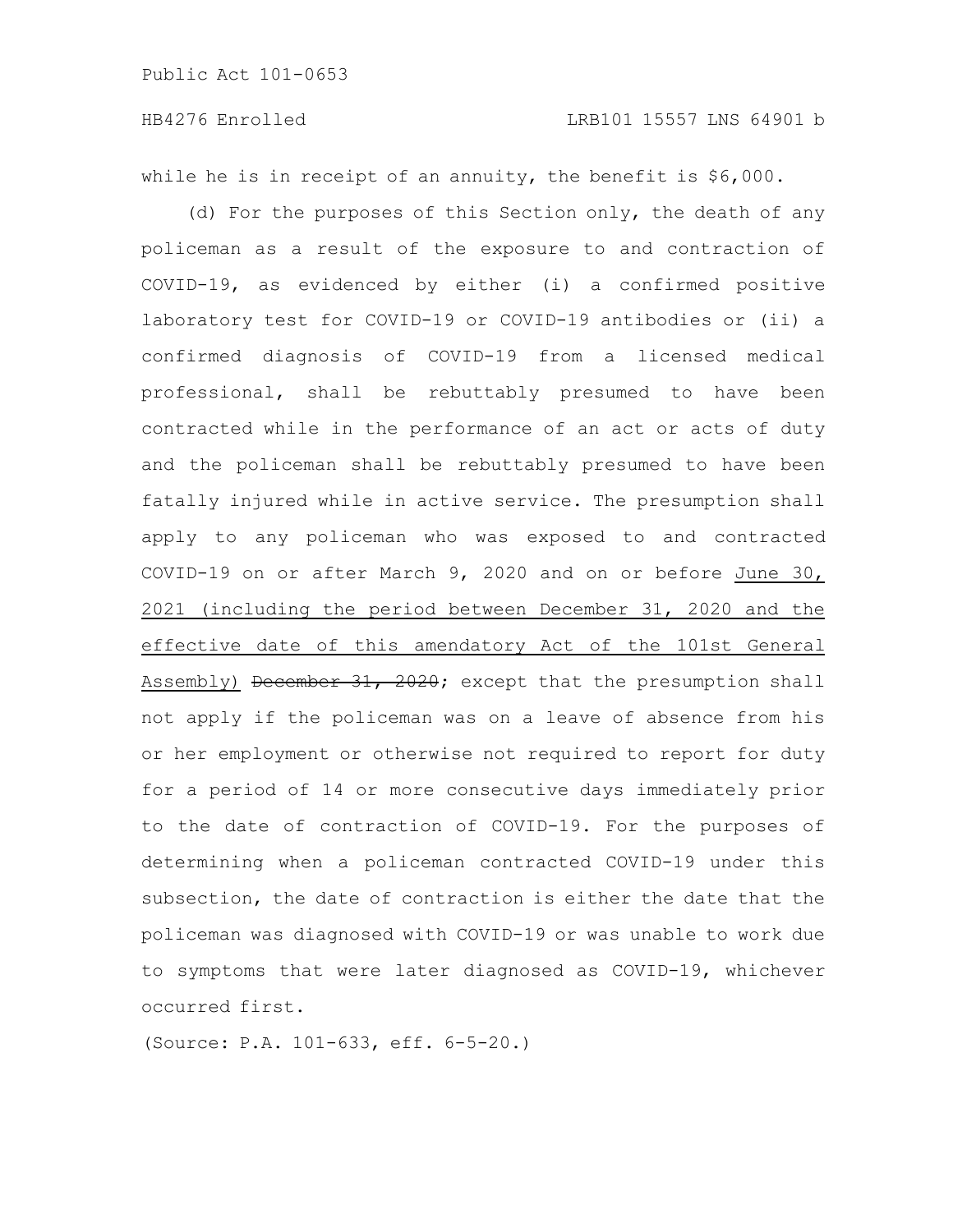while he is in receipt of an annuity, the benefit is $6,000.

(d) For the purposes of this Section only, the death of any policeman as a result of the exposure to and contraction of COVID-19, as evidenced by either (i) a confirmed positive laboratory test for COVID-19 or COVID-19 antibodies or (ii) a confirmed diagnosis of COVID-19 from a licensed medical professional, shall be rebuttably presumed to have been contracted while in the performance of an act or acts of duty and the policeman shall be rebuttably presumed to have been fatally injured while in active service. The presumption shall apply to any policeman who was exposed to and contracted COVID-19 on or after March 9, 2020 and on or before <u>June 30, 2021 (including the period between December 31, 2020 and the effective date of this amendatory Act of the 101st General Assembly)</u> ~~December 31, 2020~~; except that the presumption shall not apply if the policeman was on a leave of absence from his or her employment or otherwise not required to report for duty for a period of 14 or more consecutive days immediately prior to the date of contraction of COVID-19. For the purposes of determining when a policeman contracted COVID-19 under this subsection, the date of contraction is either the date that the policeman was diagnosed with COVID-19 or was unable to work due to symptoms that were later diagnosed as COVID-19, whichever occurred first.

(Source: P.A. 101-633, eff. 6-5-20.)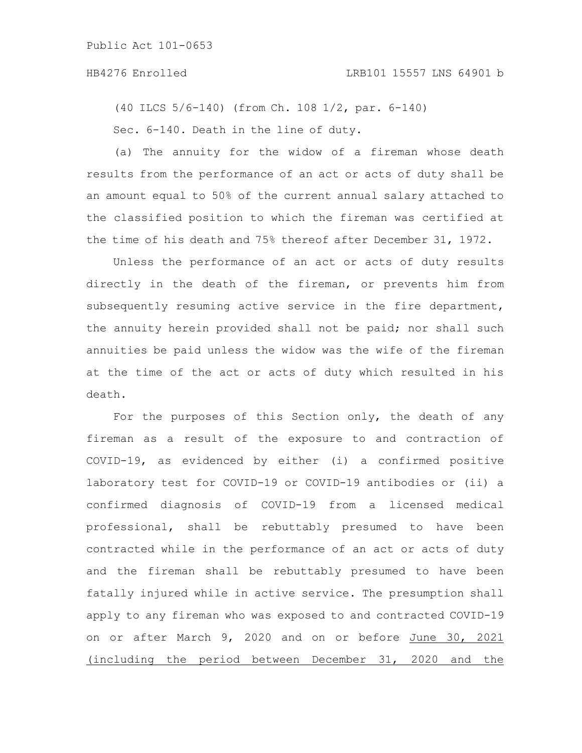(40 ILCS 5/6-140) (from Ch. 108 1/2, par. 6-140)

Sec. 6-140. Death in the line of duty.

(a) The annuity for the widow of a fireman whose death results from the performance of an act or acts of duty shall be an amount equal to 50% of the current annual salary attached to the classified position to which the fireman was certified at the time of his death and 75% thereof after December 31, 1972.

Unless the performance of an act or acts of duty results directly in the death of the fireman, or prevents him from subsequently resuming active service in the fire department, the annuity herein provided shall not be paid; nor shall such annuities be paid unless the widow was the wife of the fireman at the time of the act or acts of duty which resulted in his death.

For the purposes of this Section only, the death of any fireman as a result of the exposure to and contraction of COVID-19, as evidenced by either (i) a confirmed positive laboratory test for COVID-19 or COVID-19 antibodies or (ii) a confirmed diagnosis of COVID-19 from a licensed medical professional, shall be rebuttably presumed to have been contracted while in the performance of an act or acts of duty and the fireman shall be rebuttably presumed to have been fatally injured while in active service. The presumption shall apply to any fireman who was exposed to and contracted COVID-19 on or after March 9, 2020 and on or before June 30, 2021 (including the period between December 31, 2020 and the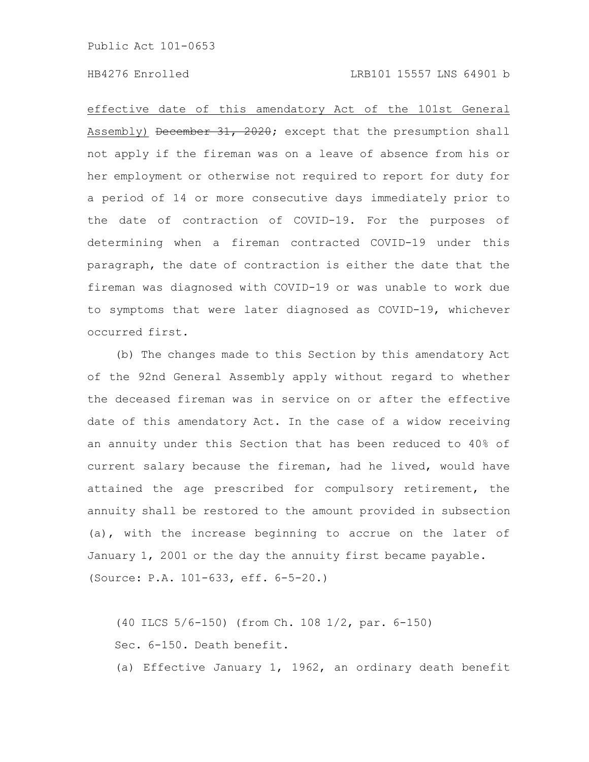effective date of this amendatory Act of the 101st General Assembly) ~~December 31, 2020~~; except that the presumption shall not apply if the fireman was on a leave of absence from his or her employment or otherwise not required to report for duty for a period of 14 or more consecutive days immediately prior to the date of contraction of COVID-19. For the purposes of determining when a fireman contracted COVID-19 under this paragraph, the date of contraction is either the date that the fireman was diagnosed with COVID-19 or was unable to work due to symptoms that were later diagnosed as COVID-19, whichever occurred first.

(b) The changes made to this Section by this amendatory Act of the 92nd General Assembly apply without regard to whether the deceased fireman was in service on or after the effective date of this amendatory Act. In the case of a widow receiving an annuity under this Section that has been reduced to 40% of current salary because the fireman, had he lived, would have attained the age prescribed for compulsory retirement, the annuity shall be restored to the amount provided in subsection (a), with the increase beginning to accrue on the later of January 1, 2001 or the day the annuity first became payable.

(Source: P.A. 101-633, eff. 6-5-20.)

(40 ILCS 5/6-150) (from Ch. 108 1/2, par. 6-150)

Sec. 6-150. Death benefit.

(a) Effective January 1, 1962, an ordinary death benefit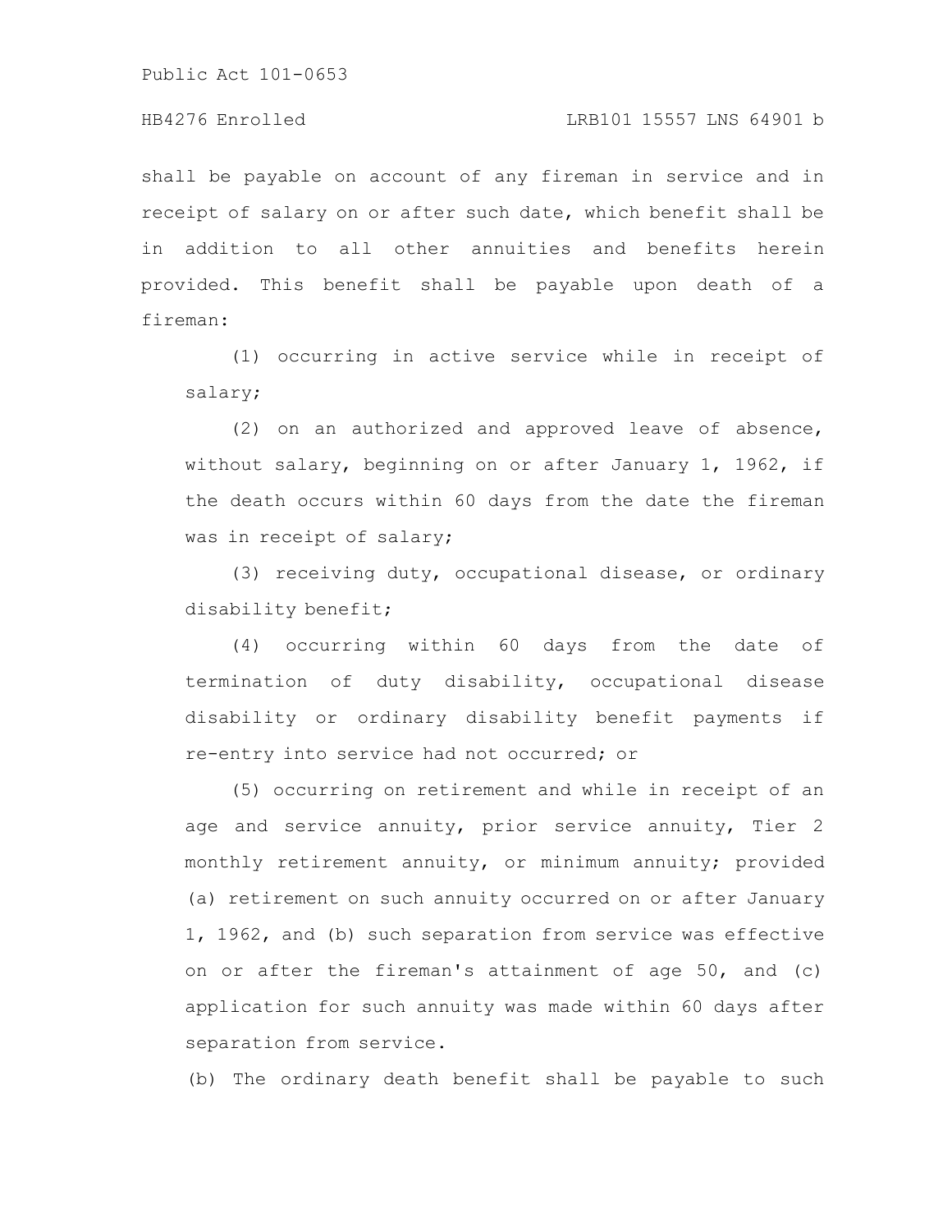shall be payable on account of any fireman in service and in receipt of salary on or after such date, which benefit shall be in addition to all other annuities and benefits herein provided. This benefit shall be payable upon death of a fireman:

(1) occurring in active service while in receipt of salary;

(2) on an authorized and approved leave of absence, without salary, beginning on or after January 1, 1962, if the death occurs within 60 days from the date the fireman was in receipt of salary;

(3) receiving duty, occupational disease, or ordinary disability benefit;

(4) occurring within 60 days from the date of termination of duty disability, occupational disease disability or ordinary disability benefit payments if re-entry into service had not occurred; or

(5) occurring on retirement and while in receipt of an age and service annuity, prior service annuity, Tier 2 monthly retirement annuity, or minimum annuity; provided (a) retirement on such annuity occurred on or after January 1, 1962, and (b) such separation from service was effective on or after the fireman's attainment of age 50, and (c) application for such annuity was made within 60 days after separation from service.

(b) The ordinary death benefit shall be payable to such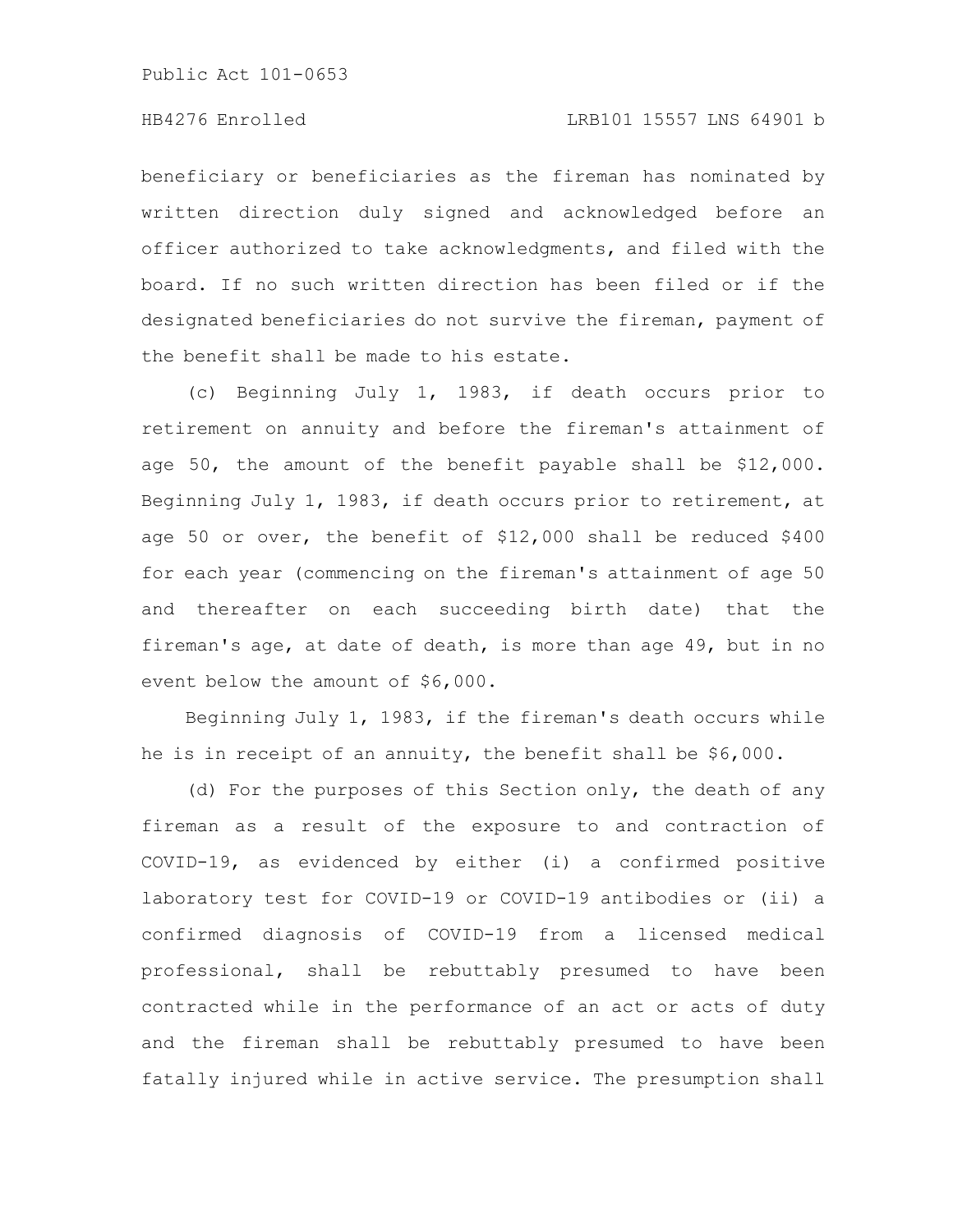beneficiary or beneficiaries as the fireman has nominated by written direction duly signed and acknowledged before an officer authorized to take acknowledgments, and filed with the board. If no such written direction has been filed or if the designated beneficiaries do not survive the fireman, payment of the benefit shall be made to his estate.

(c) Beginning July 1, 1983, if death occurs prior to retirement on annuity and before the fireman's attainment of age 50, the amount of the benefit payable shall be $12,000. Beginning July 1, 1983, if death occurs prior to retirement, at age 50 or over, the benefit of $12,000 shall be reduced $400 for each year (commencing on the fireman's attainment of age 50 and thereafter on each succeeding birth date) that the fireman's age, at date of death, is more than age 49, but in no event below the amount of $6,000.

Beginning July 1, 1983, if the fireman's death occurs while he is in receipt of an annuity, the benefit shall be $6,000.

(d) For the purposes of this Section only, the death of any fireman as a result of the exposure to and contraction of COVID-19, as evidenced by either (i) a confirmed positive laboratory test for COVID-19 or COVID-19 antibodies or (ii) a confirmed diagnosis of COVID-19 from a licensed medical professional, shall be rebuttably presumed to have been contracted while in the performance of an act or acts of duty and the fireman shall be rebuttably presumed to have been fatally injured while in active service. The presumption shall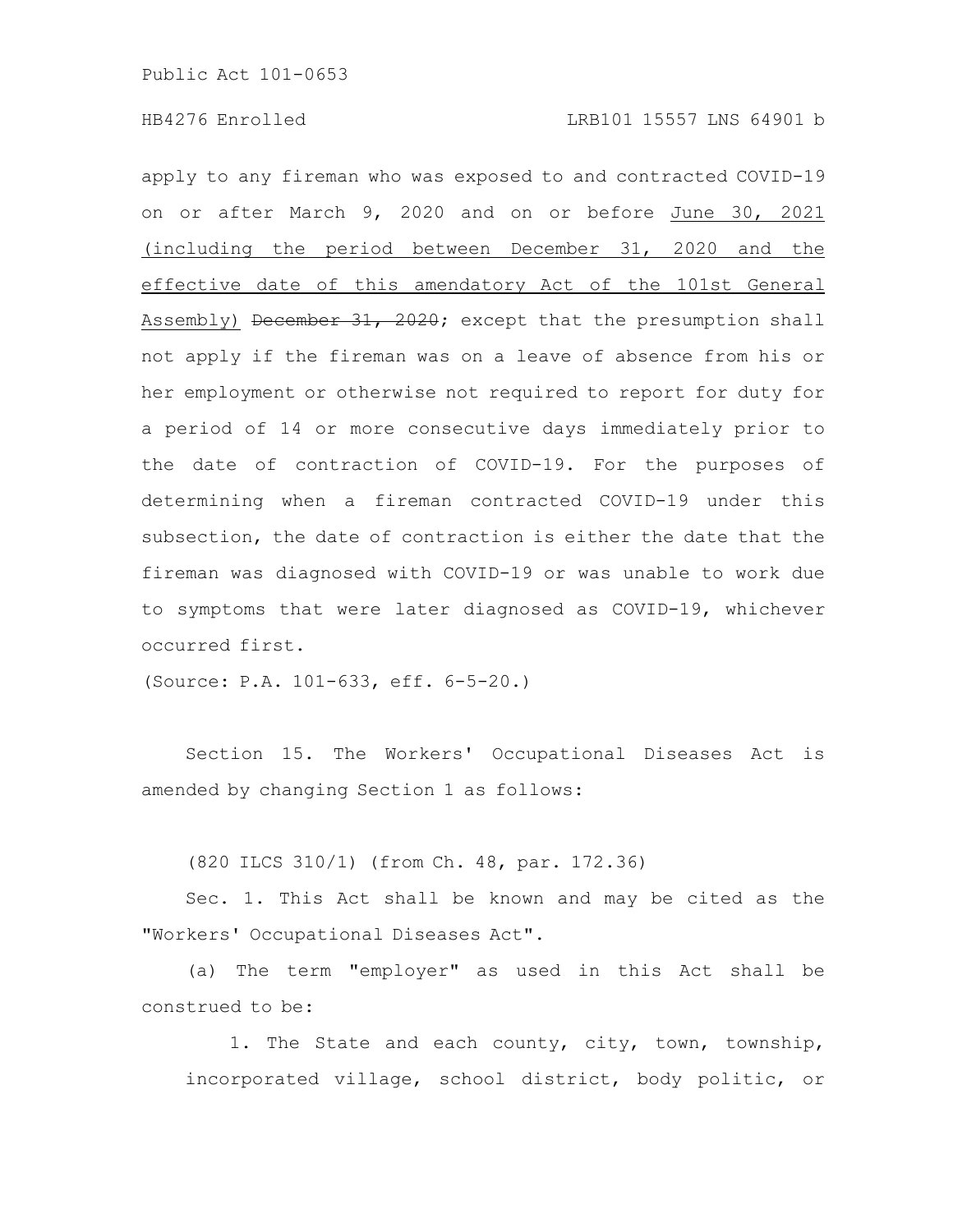apply to any fireman who was exposed to and contracted COVID-19 on or after March 9, 2020 and on or before June 30, 2021 (including the period between December 31, 2020 and the effective date of this amendatory Act of the 101st General Assembly) ~~December 31, 2020~~; except that the presumption shall not apply if the fireman was on a leave of absence from his or her employment or otherwise not required to report for duty for a period of 14 or more consecutive days immediately prior to the date of contraction of COVID-19. For the purposes of determining when a fireman contracted COVID-19 under this subsection, the date of contraction is either the date that the fireman was diagnosed with COVID-19 or was unable to work due to symptoms that were later diagnosed as COVID-19, whichever occurred first.

(Source: P.A. 101-633, eff. 6-5-20.)

Section 15. The Workers' Occupational Diseases Act is amended by changing Section 1 as follows:

(820 ILCS 310/1) (from Ch. 48, par. 172.36)

Sec. 1. This Act shall be known and may be cited as the "Workers' Occupational Diseases Act".

(a) The term "employer" as used in this Act shall be construed to be:

1. The State and each county, city, town, township, incorporated village, school district, body politic, or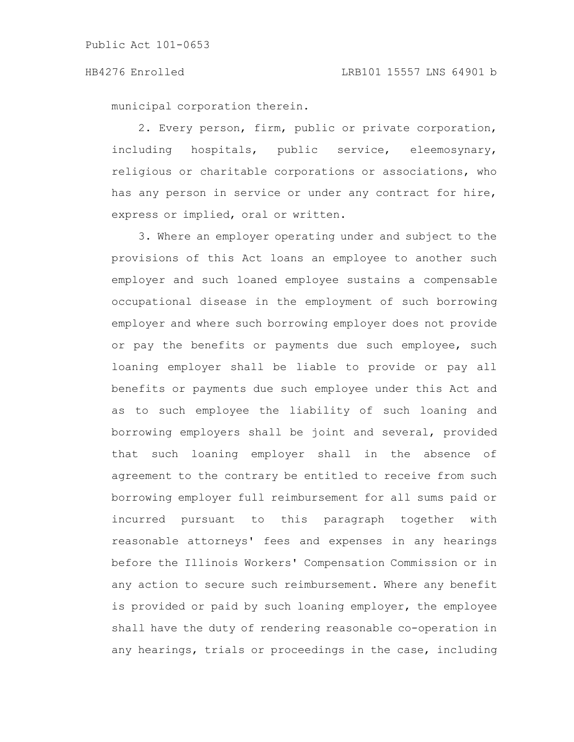municipal corporation therein.

2. Every person, firm, public or private corporation, including hospitals, public service, eleemosynary, religious or charitable corporations or associations, who has any person in service or under any contract for hire, express or implied, oral or written.

3. Where an employer operating under and subject to the provisions of this Act loans an employee to another such employer and such loaned employee sustains a compensable occupational disease in the employment of such borrowing employer and where such borrowing employer does not provide or pay the benefits or payments due such employee, such loaning employer shall be liable to provide or pay all benefits or payments due such employee under this Act and as to such employee the liability of such loaning and borrowing employers shall be joint and several, provided that such loaning employer shall in the absence of agreement to the contrary be entitled to receive from such borrowing employer full reimbursement for all sums paid or incurred pursuant to this paragraph together with reasonable attorneys' fees and expenses in any hearings before the Illinois Workers' Compensation Commission or in any action to secure such reimbursement. Where any benefit is provided or paid by such loaning employer, the employee shall have the duty of rendering reasonable co-operation in any hearings, trials or proceedings in the case, including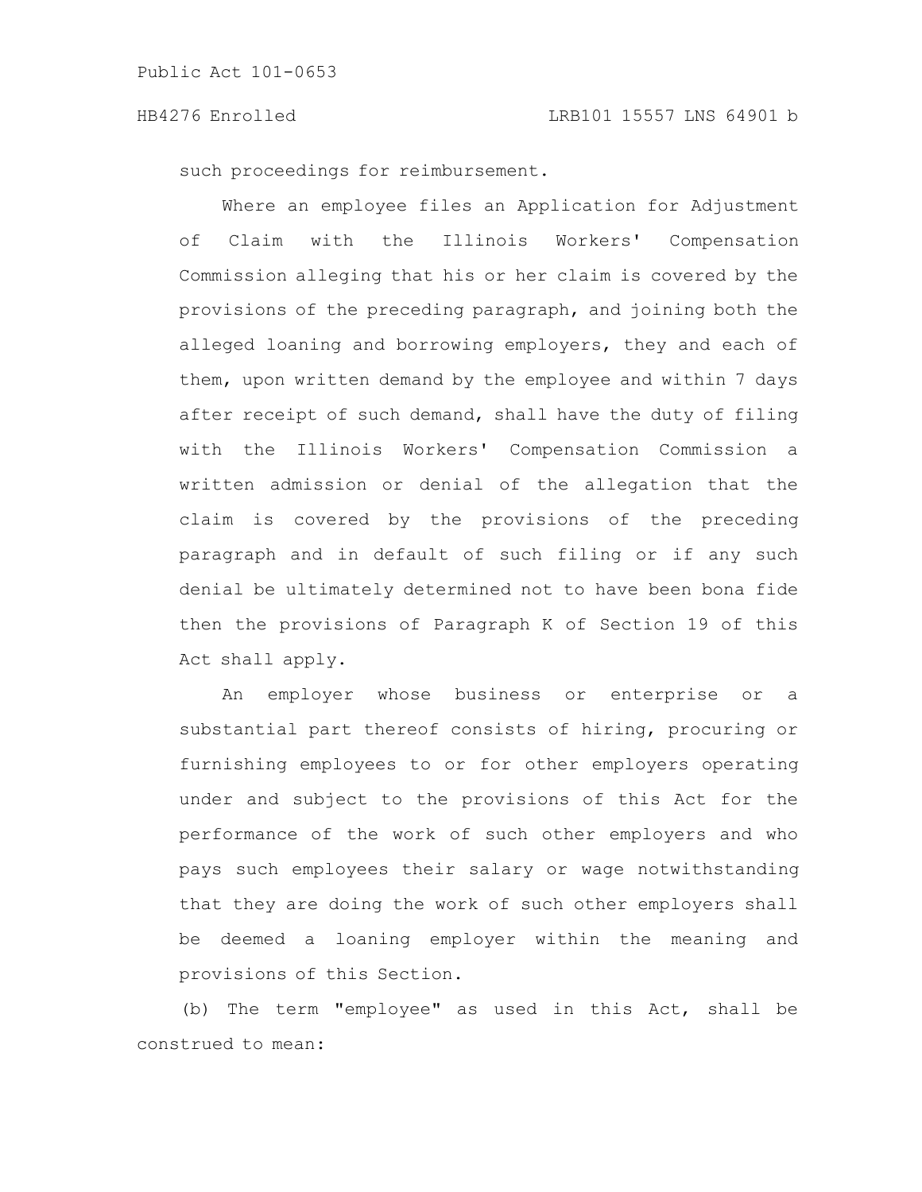such proceedings for reimbursement.

Where an employee files an Application for Adjustment of Claim with the Illinois Workers' Compensation Commission alleging that his or her claim is covered by the provisions of the preceding paragraph, and joining both the alleged loaning and borrowing employers, they and each of them, upon written demand by the employee and within 7 days after receipt of such demand, shall have the duty of filing with the Illinois Workers' Compensation Commission a written admission or denial of the allegation that the claim is covered by the provisions of the preceding paragraph and in default of such filing or if any such denial be ultimately determined not to have been bona fide then the provisions of Paragraph K of Section 19 of this Act shall apply.

An employer whose business or enterprise or a substantial part thereof consists of hiring, procuring or furnishing employees to or for other employers operating under and subject to the provisions of this Act for the performance of the work of such other employers and who pays such employees their salary or wage notwithstanding that they are doing the work of such other employers shall be deemed a loaning employer within the meaning and provisions of this Section.

(b) The term "employee" as used in this Act, shall be construed to mean: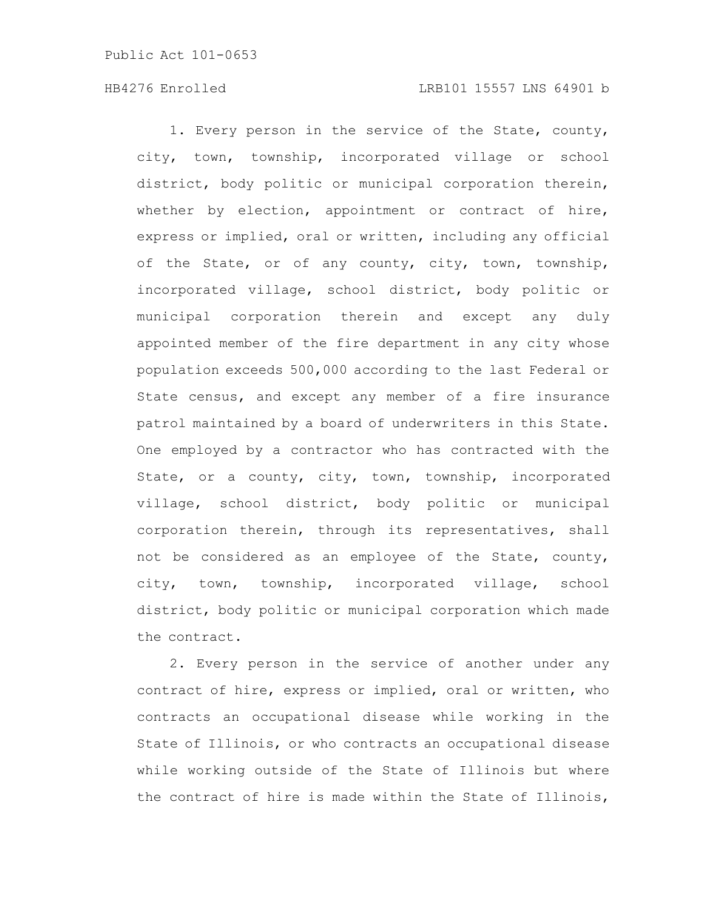1. Every person in the service of the State, county, city, town, township, incorporated village or school district, body politic or municipal corporation therein, whether by election, appointment or contract of hire, express or implied, oral or written, including any official of the State, or of any county, city, town, township, incorporated village, school district, body politic or municipal corporation therein and except any duly appointed member of the fire department in any city whose population exceeds 500,000 according to the last Federal or State census, and except any member of a fire insurance patrol maintained by a board of underwriters in this State. One employed by a contractor who has contracted with the State, or a county, city, town, township, incorporated village, school district, body politic or municipal corporation therein, through its representatives, shall not be considered as an employee of the State, county, city, town, township, incorporated village, school district, body politic or municipal corporation which made the contract.

2. Every person in the service of another under any contract of hire, express or implied, oral or written, who contracts an occupational disease while working in the State of Illinois, or who contracts an occupational disease while working outside of the State of Illinois but where the contract of hire is made within the State of Illinois,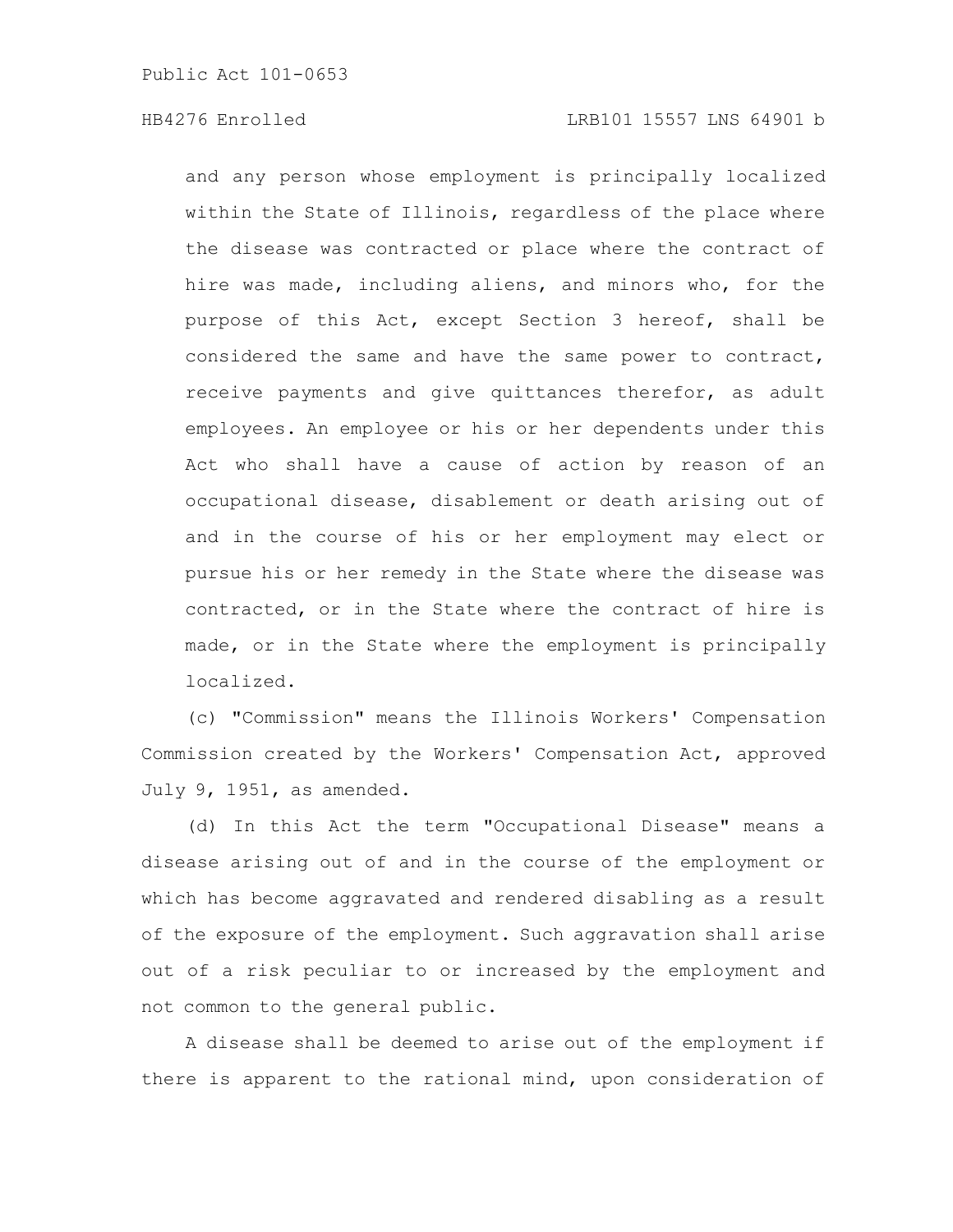and any person whose employment is principally localized within the State of Illinois, regardless of the place where the disease was contracted or place where the contract of hire was made, including aliens, and minors who, for the purpose of this Act, except Section 3 hereof, shall be considered the same and have the same power to contract, receive payments and give quittances therefor, as adult employees. An employee or his or her dependents under this Act who shall have a cause of action by reason of an occupational disease, disablement or death arising out of and in the course of his or her employment may elect or pursue his or her remedy in the State where the disease was contracted, or in the State where the contract of hire is made, or in the State where the employment is principally localized.

(c) "Commission" means the Illinois Workers' Compensation Commission created by the Workers' Compensation Act, approved July 9, 1951, as amended.

(d) In this Act the term "Occupational Disease" means a disease arising out of and in the course of the employment or which has become aggravated and rendered disabling as a result of the exposure of the employment. Such aggravation shall arise out of a risk peculiar to or increased by the employment and not common to the general public.

A disease shall be deemed to arise out of the employment if there is apparent to the rational mind, upon consideration of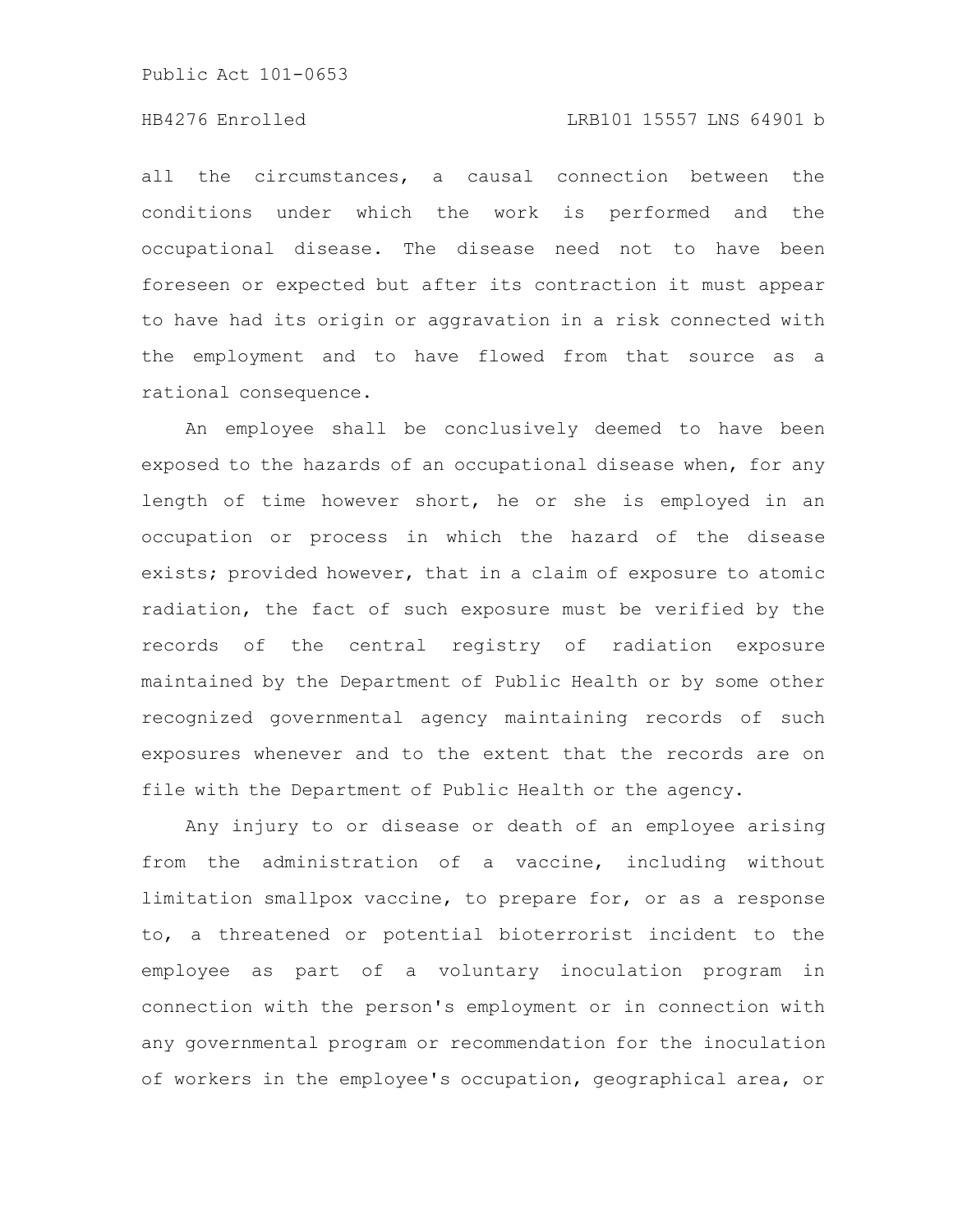all the circumstances, a causal connection between the conditions under which the work is performed and the occupational disease. The disease need not to have been foreseen or expected but after its contraction it must appear to have had its origin or aggravation in a risk connected with the employment and to have flowed from that source as a rational consequence.

An employee shall be conclusively deemed to have been exposed to the hazards of an occupational disease when, for any length of time however short, he or she is employed in an occupation or process in which the hazard of the disease exists; provided however, that in a claim of exposure to atomic radiation, the fact of such exposure must be verified by the records of the central registry of radiation exposure maintained by the Department of Public Health or by some other recognized governmental agency maintaining records of such exposures whenever and to the extent that the records are on file with the Department of Public Health or the agency.

Any injury to or disease or death of an employee arising from the administration of a vaccine, including without limitation smallpox vaccine, to prepare for, or as a response to, a threatened or potential bioterrorist incident to the employee as part of a voluntary inoculation program in connection with the person's employment or in connection with any governmental program or recommendation for the inoculation of workers in the employee's occupation, geographical area, or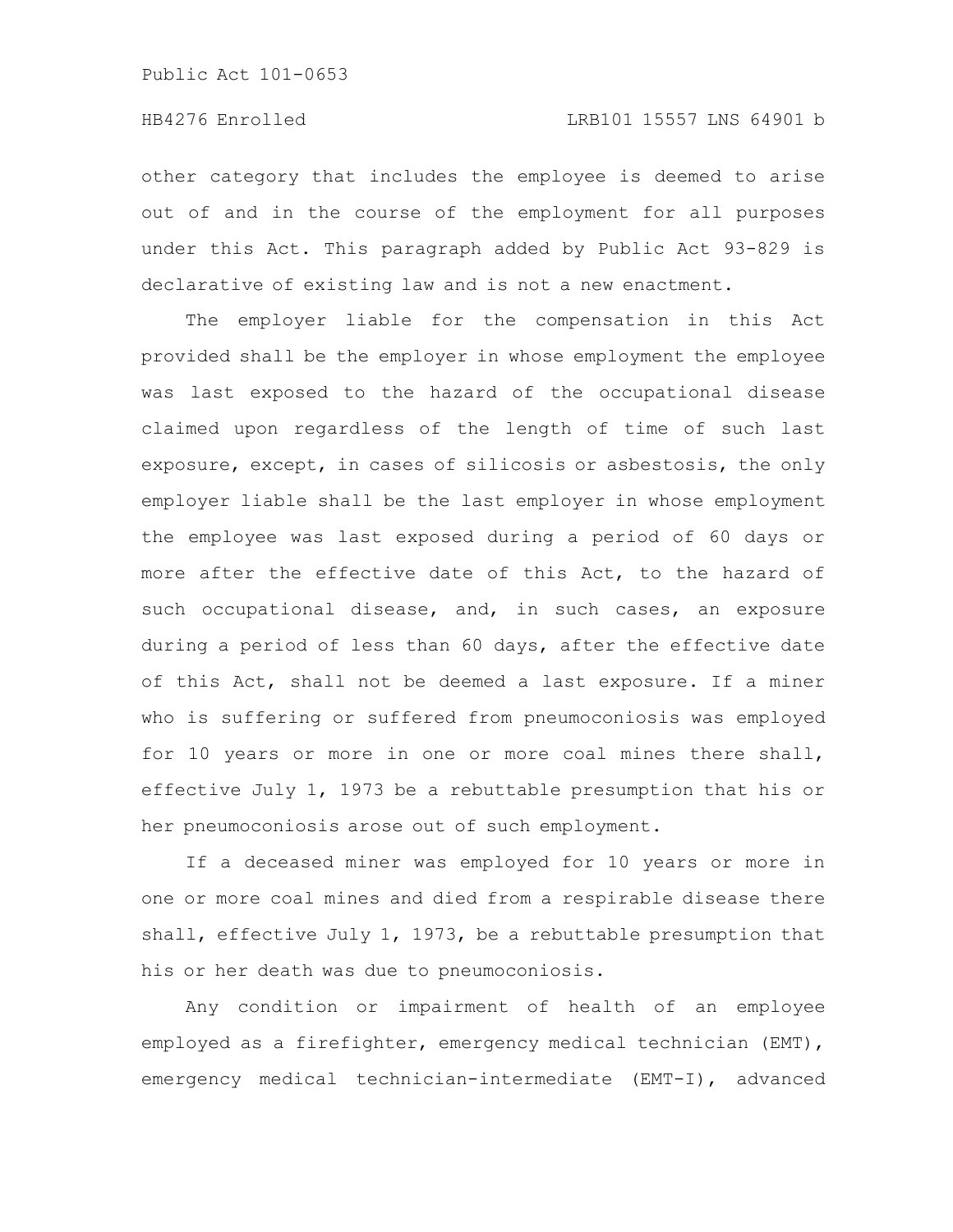other category that includes the employee is deemed to arise out of and in the course of the employment for all purposes under this Act. This paragraph added by Public Act 93-829 is declarative of existing law and is not a new enactment.

The employer liable for the compensation in this Act provided shall be the employer in whose employment the employee was last exposed to the hazard of the occupational disease claimed upon regardless of the length of time of such last exposure, except, in cases of silicosis or asbestosis, the only employer liable shall be the last employer in whose employment the employee was last exposed during a period of 60 days or more after the effective date of this Act, to the hazard of such occupational disease, and, in such cases, an exposure during a period of less than 60 days, after the effective date of this Act, shall not be deemed a last exposure. If a miner who is suffering or suffered from pneumoconiosis was employed for 10 years or more in one or more coal mines there shall, effective July 1, 1973 be a rebuttable presumption that his or her pneumoconiosis arose out of such employment.

If a deceased miner was employed for 10 years or more in one or more coal mines and died from a respirable disease there shall, effective July 1, 1973, be a rebuttable presumption that his or her death was due to pneumoconiosis.

Any condition or impairment of health of an employee employed as a firefighter, emergency medical technician (EMT), emergency medical technician-intermediate (EMT-I), advanced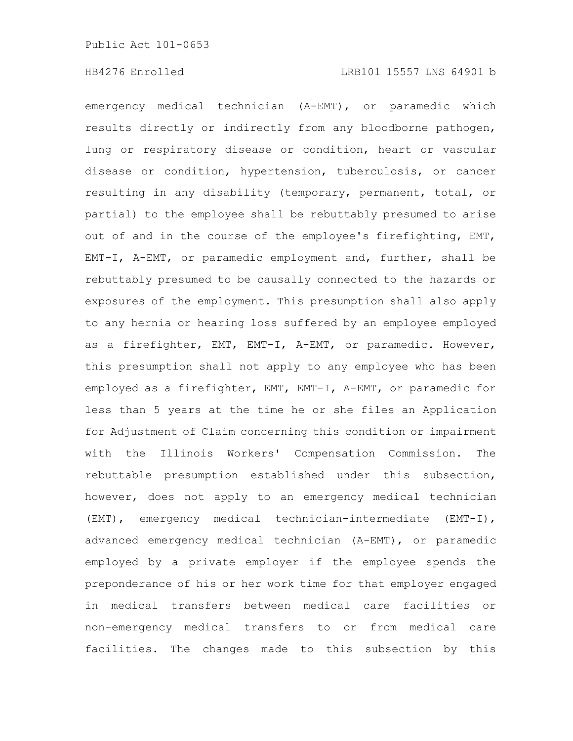emergency medical technician (A-EMT), or paramedic which results directly or indirectly from any bloodborne pathogen, lung or respiratory disease or condition, heart or vascular disease or condition, hypertension, tuberculosis, or cancer resulting in any disability (temporary, permanent, total, or partial) to the employee shall be rebuttably presumed to arise out of and in the course of the employee's firefighting, EMT, EMT-I, A-EMT, or paramedic employment and, further, shall be rebuttably presumed to be causally connected to the hazards or exposures of the employment. This presumption shall also apply to any hernia or hearing loss suffered by an employee employed as a firefighter, EMT, EMT-I, A-EMT, or paramedic. However, this presumption shall not apply to any employee who has been employed as a firefighter, EMT, EMT-I, A-EMT, or paramedic for less than 5 years at the time he or she files an Application for Adjustment of Claim concerning this condition or impairment with the Illinois Workers' Compensation Commission. The rebuttable presumption established under this subsection, however, does not apply to an emergency medical technician (EMT), emergency medical technician-intermediate (EMT-I), advanced emergency medical technician (A-EMT), or paramedic employed by a private employer if the employee spends the preponderance of his or her work time for that employer engaged in medical transfers between medical care facilities or non-emergency medical transfers to or from medical care facilities. The changes made to this subsection by this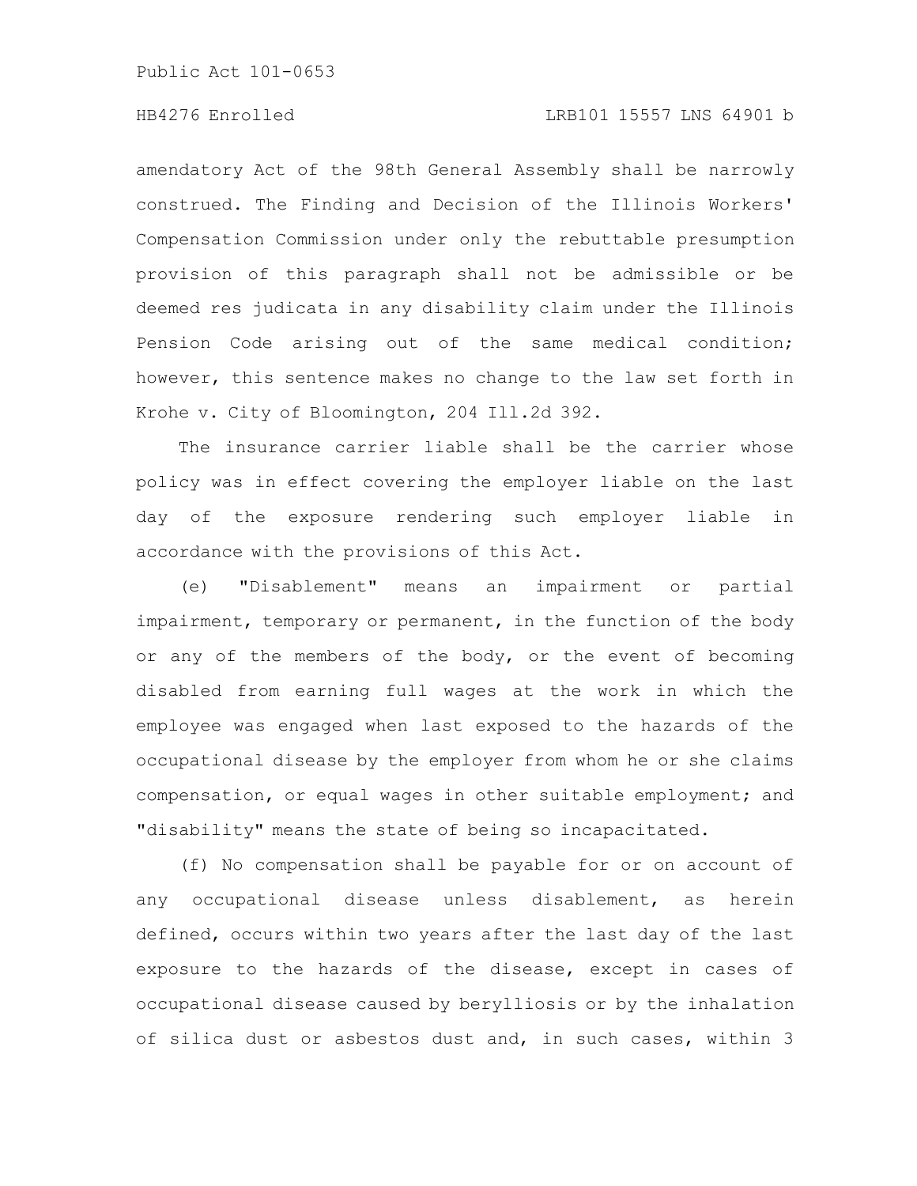amendatory Act of the 98th General Assembly shall be narrowly construed. The Finding and Decision of the Illinois Workers' Compensation Commission under only the rebuttable presumption provision of this paragraph shall not be admissible or be deemed res judicata in any disability claim under the Illinois Pension Code arising out of the same medical condition; however, this sentence makes no change to the law set forth in Krohe v. City of Bloomington, 204 Ill.2d 392.

The insurance carrier liable shall be the carrier whose policy was in effect covering the employer liable on the last day of the exposure rendering such employer liable in accordance with the provisions of this Act.

(e) "Disablement" means an impairment or partial impairment, temporary or permanent, in the function of the body or any of the members of the body, or the event of becoming disabled from earning full wages at the work in which the employee was engaged when last exposed to the hazards of the occupational disease by the employer from whom he or she claims compensation, or equal wages in other suitable employment; and "disability" means the state of being so incapacitated.

(f) No compensation shall be payable for or on account of any occupational disease unless disablement, as herein defined, occurs within two years after the last day of the last exposure to the hazards of the disease, except in cases of occupational disease caused by berylliosis or by the inhalation of silica dust or asbestos dust and, in such cases, within 3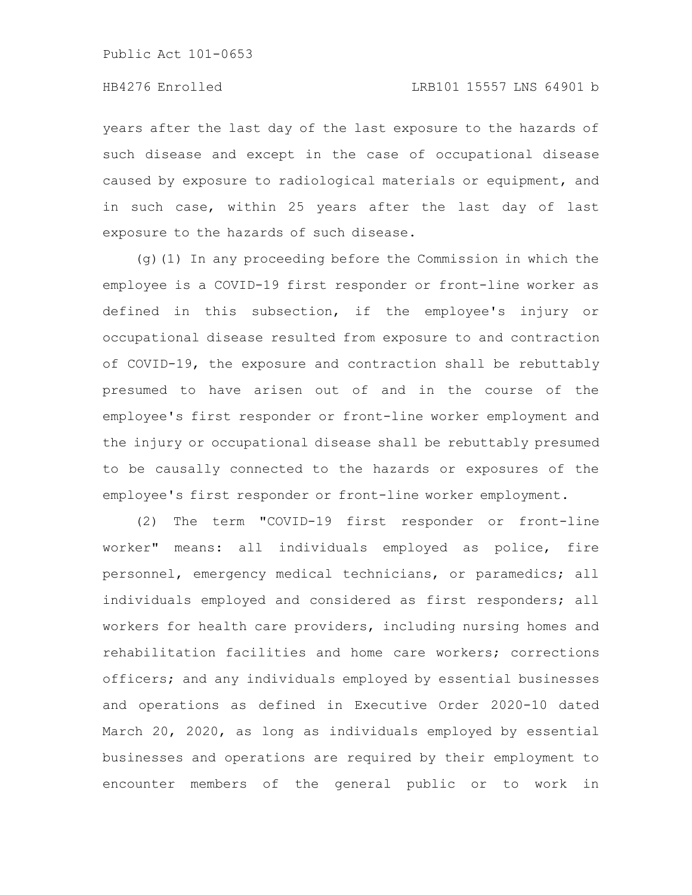years after the last day of the last exposure to the hazards of such disease and except in the case of occupational disease caused by exposure to radiological materials or equipment, and in such case, within 25 years after the last day of last exposure to the hazards of such disease.

(g)(1) In any proceeding before the Commission in which the employee is a COVID-19 first responder or front-line worker as defined in this subsection, if the employee's injury or occupational disease resulted from exposure to and contraction of COVID-19, the exposure and contraction shall be rebuttably presumed to have arisen out of and in the course of the employee's first responder or front-line worker employment and the injury or occupational disease shall be rebuttably presumed to be causally connected to the hazards or exposures of the employee's first responder or front-line worker employment.

(2) The term "COVID-19 first responder or front-line worker" means: all individuals employed as police, fire personnel, emergency medical technicians, or paramedics; all individuals employed and considered as first responders; all workers for health care providers, including nursing homes and rehabilitation facilities and home care workers; corrections officers; and any individuals employed by essential businesses and operations as defined in Executive Order 2020-10 dated March 20, 2020, as long as individuals employed by essential businesses and operations are required by their employment to encounter members of the general public or to work in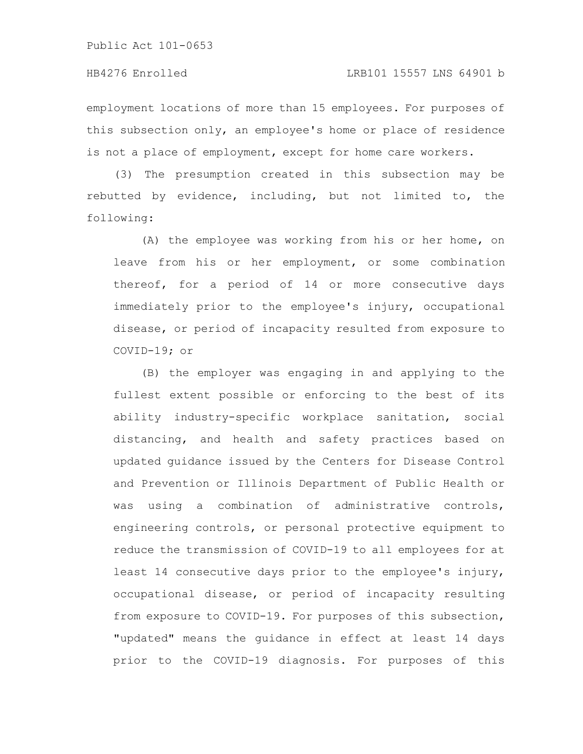employment locations of more than 15 employees. For purposes of this subsection only, an employee's home or place of residence is not a place of employment, except for home care workers.

(3) The presumption created in this subsection may be rebutted by evidence, including, but not limited to, the following:

(A) the employee was working from his or her home, on leave from his or her employment, or some combination thereof, for a period of 14 or more consecutive days immediately prior to the employee's injury, occupational disease, or period of incapacity resulted from exposure to COVID-19; or

(B) the employer was engaging in and applying to the fullest extent possible or enforcing to the best of its ability industry-specific workplace sanitation, social distancing, and health and safety practices based on updated guidance issued by the Centers for Disease Control and Prevention or Illinois Department of Public Health or was using a combination of administrative controls, engineering controls, or personal protective equipment to reduce the transmission of COVID-19 to all employees for at least 14 consecutive days prior to the employee's injury, occupational disease, or period of incapacity resulting from exposure to COVID-19. For purposes of this subsection, "updated" means the guidance in effect at least 14 days prior to the COVID-19 diagnosis. For purposes of this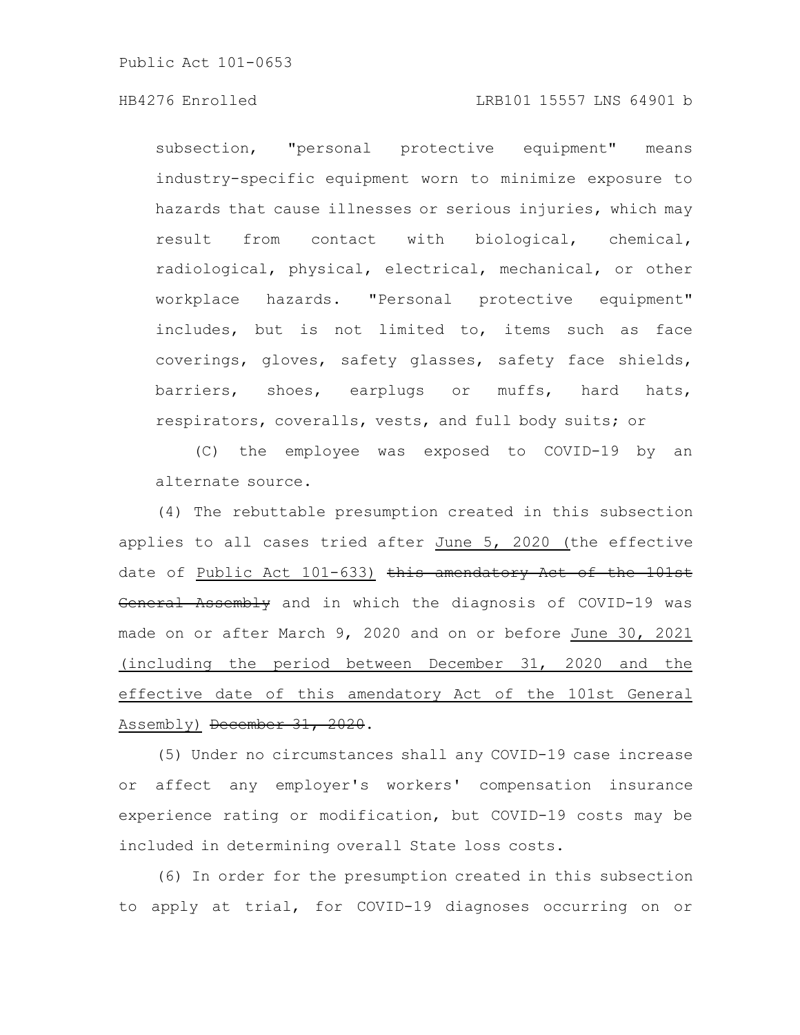subsection, "personal protective equipment" means industry-specific equipment worn to minimize exposure to hazards that cause illnesses or serious injuries, which may result from contact with biological, chemical, radiological, physical, electrical, mechanical, or other workplace hazards. "Personal protective equipment" includes, but is not limited to, items such as face coverings, gloves, safety glasses, safety face shields, barriers, shoes, earplugs or muffs, hard hats, respirators, coveralls, vests, and full body suits; or

(C) the employee was exposed to COVID-19 by an alternate source.

(4) The rebuttable presumption created in this subsection applies to all cases tried after June 5, 2020 (the effective date of Public Act 101-633) ~~this amendatory Act of the 101st General Assembly~~ and in which the diagnosis of COVID-19 was made on or after March 9, 2020 and on or before June 30, 2021 (including the period between December 31, 2020 and the effective date of this amendatory Act of the 101st General Assembly) ~~December 31, 2020~~.

(5) Under no circumstances shall any COVID-19 case increase or affect any employer's workers' compensation insurance experience rating or modification, but COVID-19 costs may be included in determining overall State loss costs.

(6) In order for the presumption created in this subsection to apply at trial, for COVID-19 diagnoses occurring on or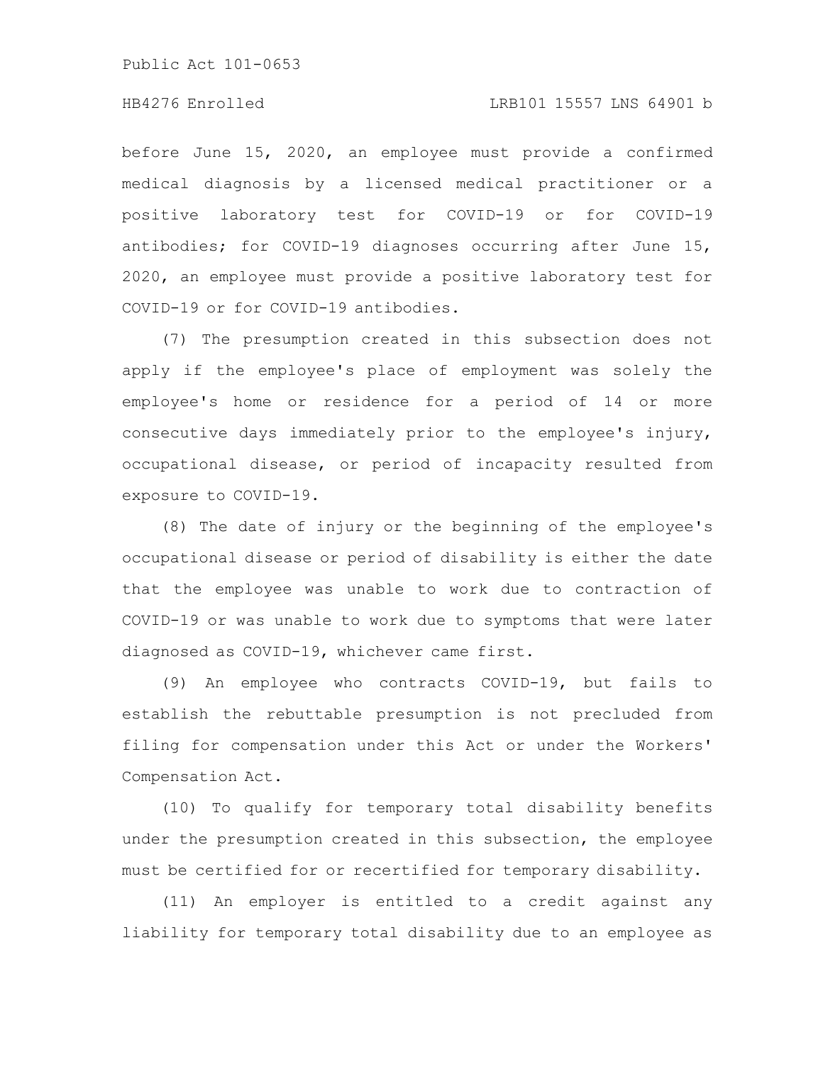before June 15, 2020, an employee must provide a confirmed medical diagnosis by a licensed medical practitioner or a positive laboratory test for COVID-19 or for COVID-19 antibodies; for COVID-19 diagnoses occurring after June 15, 2020, an employee must provide a positive laboratory test for COVID-19 or for COVID-19 antibodies.

(7) The presumption created in this subsection does not apply if the employee's place of employment was solely the employee's home or residence for a period of 14 or more consecutive days immediately prior to the employee's injury, occupational disease, or period of incapacity resulted from exposure to COVID-19.

(8) The date of injury or the beginning of the employee's occupational disease or period of disability is either the date that the employee was unable to work due to contraction of COVID-19 or was unable to work due to symptoms that were later diagnosed as COVID-19, whichever came first.

(9) An employee who contracts COVID-19, but fails to establish the rebuttable presumption is not precluded from filing for compensation under this Act or under the Workers' Compensation Act.

(10) To qualify for temporary total disability benefits under the presumption created in this subsection, the employee must be certified for or recertified for temporary disability.

(11) An employer is entitled to a credit against any liability for temporary total disability due to an employee as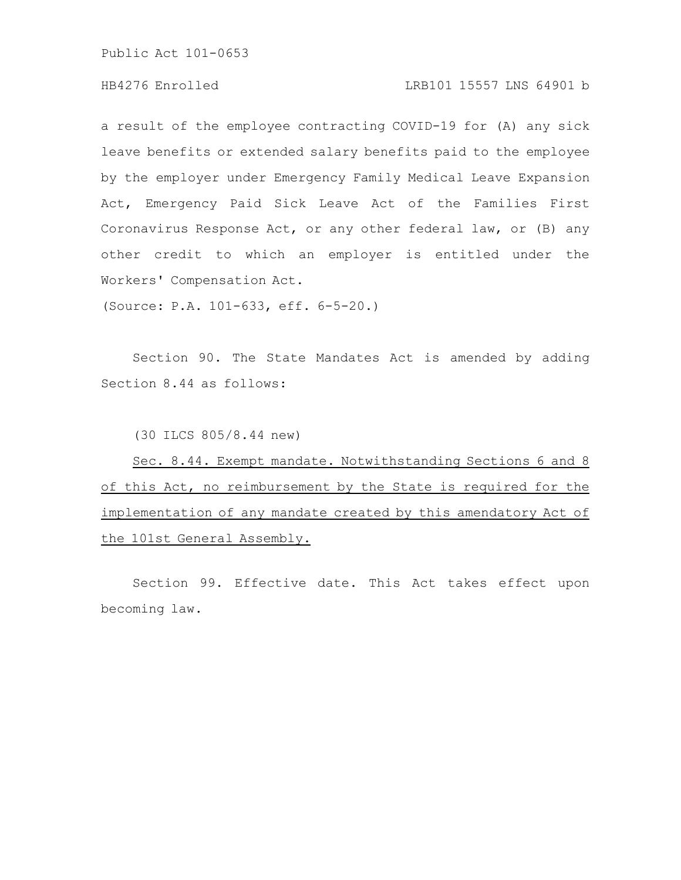a result of the employee contracting COVID-19 for (A) any sick leave benefits or extended salary benefits paid to the employee by the employer under Emergency Family Medical Leave Expansion Act, Emergency Paid Sick Leave Act of the Families First Coronavirus Response Act, or any other federal law, or (B) any other credit to which an employer is entitled under the Workers' Compensation Act.

(Source: P.A. 101-633, eff. 6-5-20.)

Section 90. The State Mandates Act is amended by adding Section 8.44 as follows:

(30 ILCS 805/8.44 new)

<u>Sec. 8.44. Exempt mandate. Notwithstanding Sections 6 and 8 of this Act, no reimbursement by the State is required for the implementation of any mandate created by this amendatory Act of the 101st General Assembly.</u>

Section 99. Effective date. This Act takes effect upon becoming law.